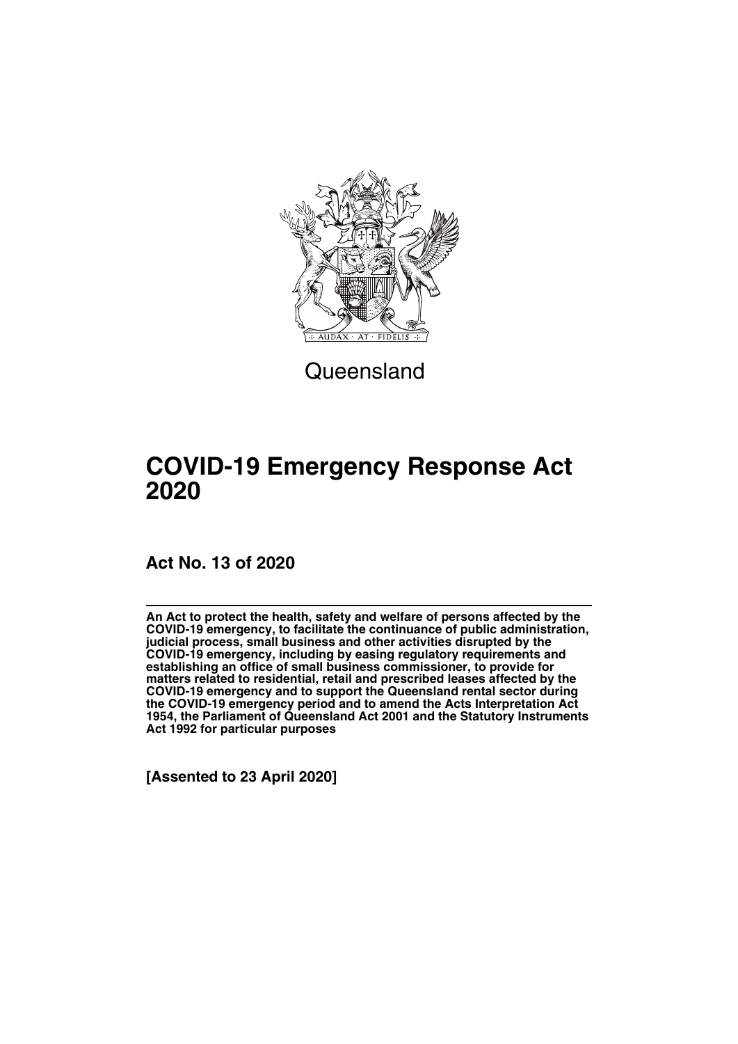Queensland

# COVID-19 Emergency Response Act 2020

**Act No. 13 of 2020**

**An Act to protect the health, safety and welfare of persons affected by the COVID-19 emergency, to facilitate the continuance of public administration, judicial process, small business and other activities disrupted by the COVID-19 emergency, including by easing regulatory requirements and establishing an office of small business commissioner, to provide for matters related to residential, retail and prescribed leases affected by the COVID-19 emergency and to support the Queensland rental sector during the COVID-19 emergency period and to amend the Acts Interpretation Act 1954, the Parliament of Queensland Act 2001 and the Statutory Instruments Act 1992 for particular purposes**

**[Assented to 23 April 2020]**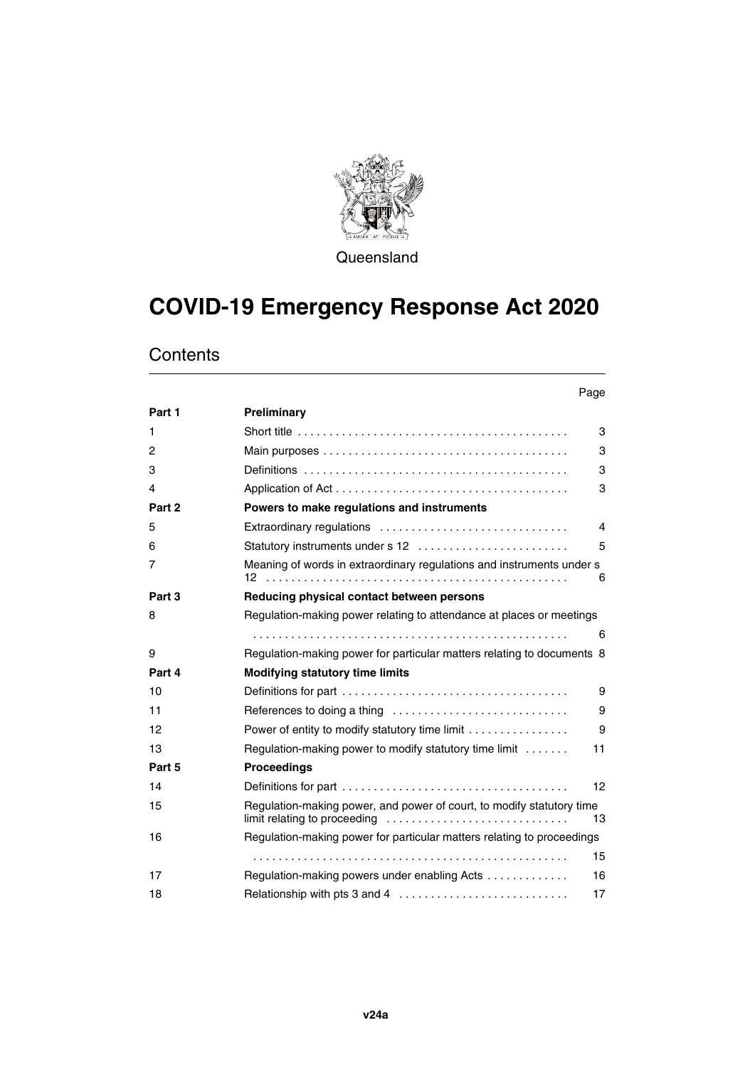Queensland

# COVID-19 Emergency Response Act 2020

## Contents

| | | Page |
|---|---|---|
| **Part 1** | **Preliminary** | |
| 1 | Short title | 3 |
| 2 | Main purposes | 3 |
| 3 | Definitions | 3 |
| 4 | Application of Act | 3 |
| **Part 2** | **Powers to make regulations and instruments** | |
| 5 | Extraordinary regulations | 4 |
| 6 | Statutory instruments under s 12 | 5 |
| 7 | Meaning of words in extraordinary regulations and instruments under s 12 | 6 |
| **Part 3** | **Reducing physical contact between persons** | |
| 8 | Regulation-making power relating to attendance at places or meetings | 6 |
| 9 | Regulation-making power for particular matters relating to documents | 8 |
| **Part 4** | **Modifying statutory time limits** | |
| 10 | Definitions for part | 9 |
| 11 | References to doing a thing | 9 |
| 12 | Power of entity to modify statutory time limit | 9 |
| 13 | Regulation-making power to modify statutory time limit | 11 |
| **Part 5** | **Proceedings** | |
| 14 | Definitions for part | 12 |
| 15 | Regulation-making power, and power of court, to modify statutory time limit relating to proceeding | 13 |
| 16 | Regulation-making power for particular matters relating to proceedings | 15 |
| 17 | Regulation-making powers under enabling Acts | 16 |
| 18 | Relationship with pts 3 and 4 | 17 |

v24a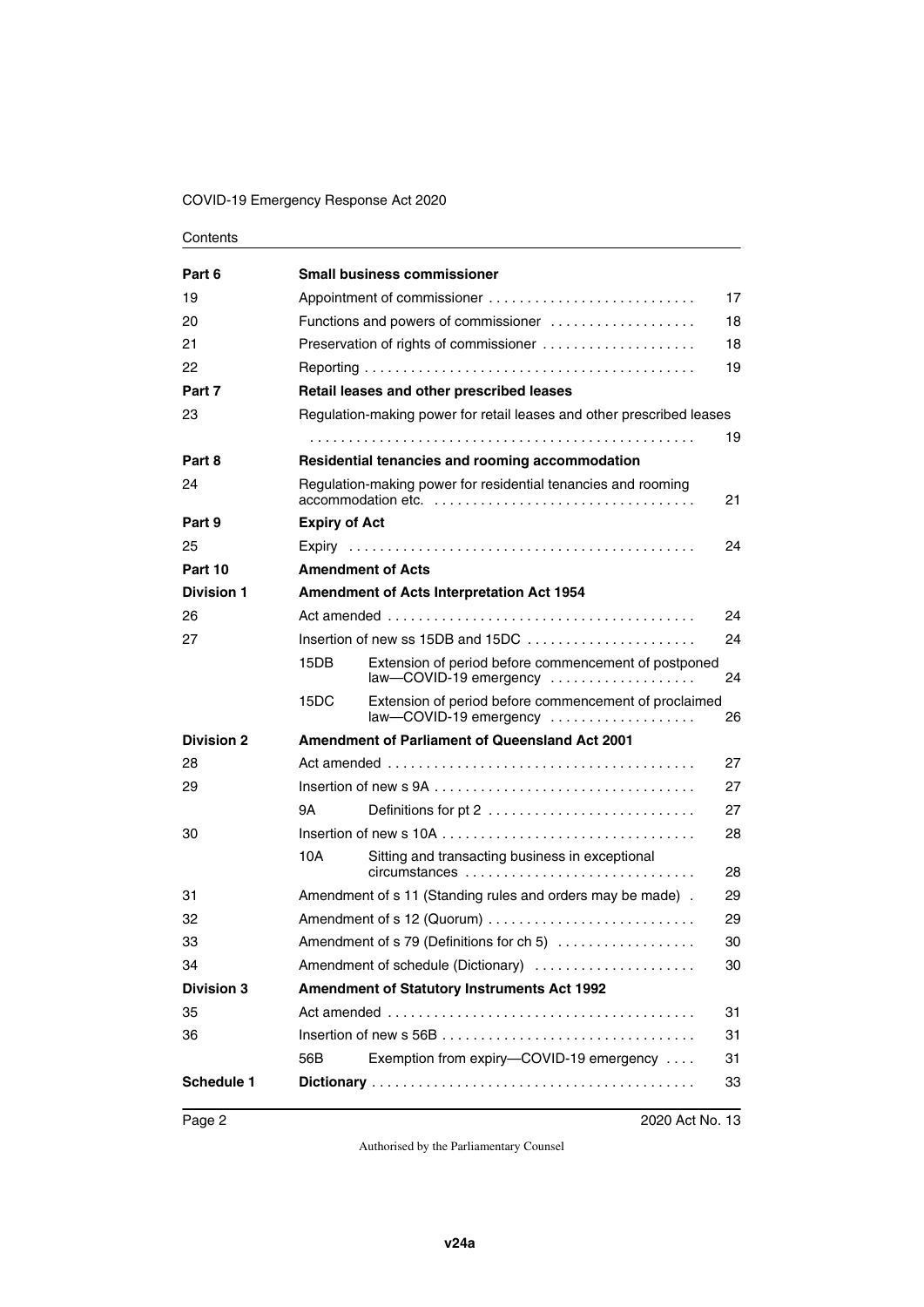Contents

| | | |
|---|---|---|
| **Part 6** | **Small business commissioner** | |
| 19 | Appointment of commissioner | 17 |
| 20 | Functions and powers of commissioner | 18 |
| 21 | Preservation of rights of commissioner | 18 |
| 22 | Reporting | 19 |
| **Part 7** | **Retail leases and other prescribed leases** | |
| 23 | Regulation-making power for retail leases and other prescribed leases | 19 |
| **Part 8** | **Residential tenancies and rooming accommodation** | |
| 24 | Regulation-making power for residential tenancies and rooming accommodation etc. | 21 |
| **Part 9** | **Expiry of Act** | |
| 25 | Expiry | 24 |
| **Part 10** | **Amendment of Acts** | |
| **Division 1** | **Amendment of Acts Interpretation Act 1954** | |
| 26 | Act amended | 24 |
| 27 | Insertion of new ss 15DB and 15DC | 24 |
| | 15DB Extension of period before commencement of postponed law—COVID-19 emergency | 24 |
| | 15DC Extension of period before commencement of proclaimed law—COVID-19 emergency | 26 |
| **Division 2** | **Amendment of Parliament of Queensland Act 2001** | |
| 28 | Act amended | 27 |
| 29 | Insertion of new s 9A | 27 |
| | 9A Definitions for pt 2 | 27 |
| 30 | Insertion of new s 10A | 28 |
| | 10A Sitting and transacting business in exceptional circumstances | 28 |
| 31 | Amendment of s 11 (Standing rules and orders may be made) | 29 |
| 32 | Amendment of s 12 (Quorum) | 29 |
| 33 | Amendment of s 79 (Definitions for ch 5) | 30 |
| 34 | Amendment of schedule (Dictionary) | 30 |
| **Division 3** | **Amendment of Statutory Instruments Act 1992** | |
| 35 | Act amended | 31 |
| 36 | Insertion of new s 56B | 31 |
| | 56B Exemption from expiry—COVID-19 emergency | 31 |
| **Schedule 1** | **Dictionary** | 33 |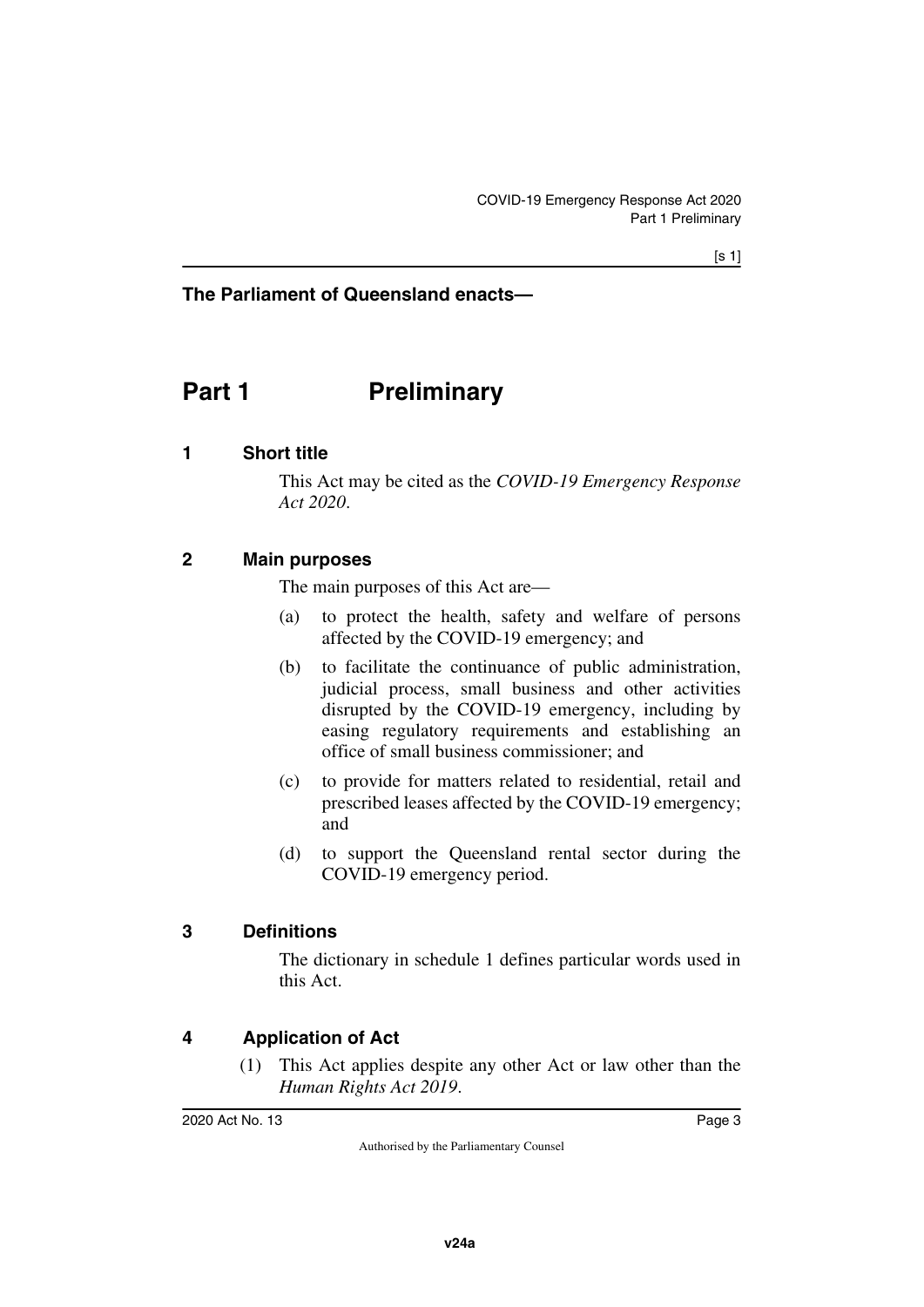**The Parliament of Queensland enacts—**

# Part 1 Preliminary

## 1 Short title

This Act may be cited as the *COVID-19 Emergency Response Act 2020*.

## 2 Main purposes

The main purposes of this Act are—

(a) to protect the health, safety and welfare of persons affected by the COVID-19 emergency; and

(b) to facilitate the continuance of public administration, judicial process, small business and other activities disrupted by the COVID-19 emergency, including by easing regulatory requirements and establishing an office of small business commissioner; and

(c) to provide for matters related to residential, retail and prescribed leases affected by the COVID-19 emergency; and

(d) to support the Queensland rental sector during the COVID-19 emergency period.

## 3 Definitions

The dictionary in schedule 1 defines particular words used in this Act.

## 4 Application of Act

(1) This Act applies despite any other Act or law other than the *Human Rights Act 2019*.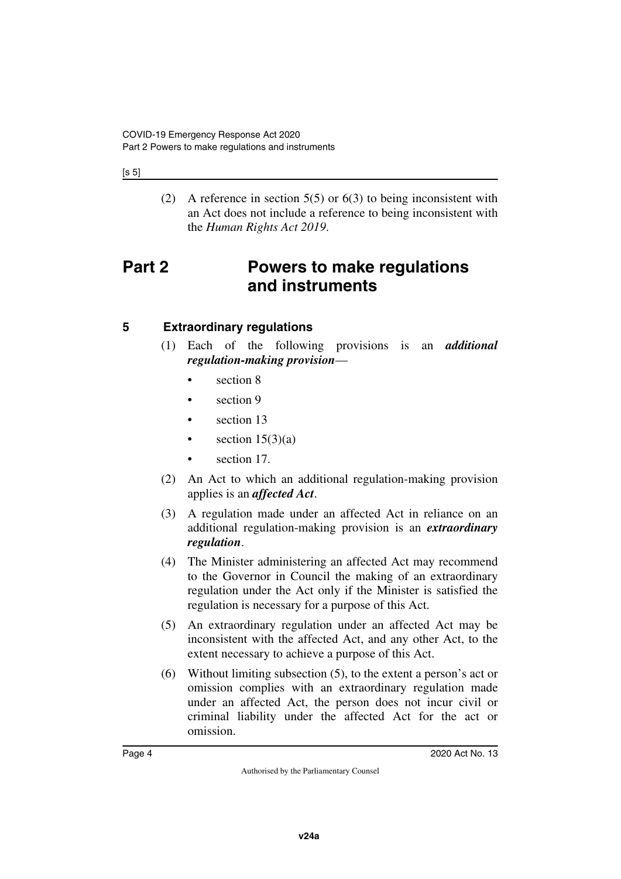(2) A reference in section 5(5) or 6(3) to being inconsistent with an Act does not include a reference to being inconsistent with the *Human Rights Act 2019*.

# Part 2 Powers to make regulations and instruments

## 5 Extraordinary regulations

(1) Each of the following provisions is an ***additional regulation-making provision***—

- section 8
- section 9
- section 13
- section 15(3)(a)
- section 17.

(2) An Act to which an additional regulation-making provision applies is an ***affected Act***.

(3) A regulation made under an affected Act in reliance on an additional regulation-making provision is an ***extraordinary regulation***.

(4) The Minister administering an affected Act may recommend to the Governor in Council the making of an extraordinary regulation under the Act only if the Minister is satisfied the regulation is necessary for a purpose of this Act.

(5) An extraordinary regulation under an affected Act may be inconsistent with the affected Act, and any other Act, to the extent necessary to achieve a purpose of this Act.

(6) Without limiting subsection (5), to the extent a person's act or omission complies with an extraordinary regulation made under an affected Act, the person does not incur civil or criminal liability under the affected Act for the act or omission.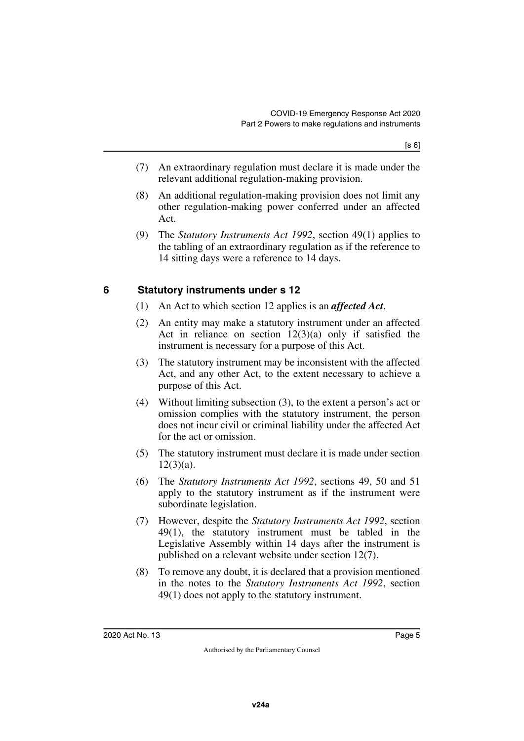(7) An extraordinary regulation must declare it is made under the relevant additional regulation-making provision.

(8) An additional regulation-making provision does not limit any other regulation-making power conferred under an affected Act.

(9) The *Statutory Instruments Act 1992*, section 49(1) applies to the tabling of an extraordinary regulation as if the reference to 14 sitting days were a reference to 14 days.

## 6 Statutory instruments under s 12

(1) An Act to which section 12 applies is an ***affected Act***.

(2) An entity may make a statutory instrument under an affected Act in reliance on section 12(3)(a) only if satisfied the instrument is necessary for a purpose of this Act.

(3) The statutory instrument may be inconsistent with the affected Act, and any other Act, to the extent necessary to achieve a purpose of this Act.

(4) Without limiting subsection (3), to the extent a person's act or omission complies with the statutory instrument, the person does not incur civil or criminal liability under the affected Act for the act or omission.

(5) The statutory instrument must declare it is made under section 12(3)(a).

(6) The *Statutory Instruments Act 1992*, sections 49, 50 and 51 apply to the statutory instrument as if the instrument were subordinate legislation.

(7) However, despite the *Statutory Instruments Act 1992*, section 49(1), the statutory instrument must be tabled in the Legislative Assembly within 14 days after the instrument is published on a relevant website under section 12(7).

(8) To remove any doubt, it is declared that a provision mentioned in the notes to the *Statutory Instruments Act 1992*, section 49(1) does not apply to the statutory instrument.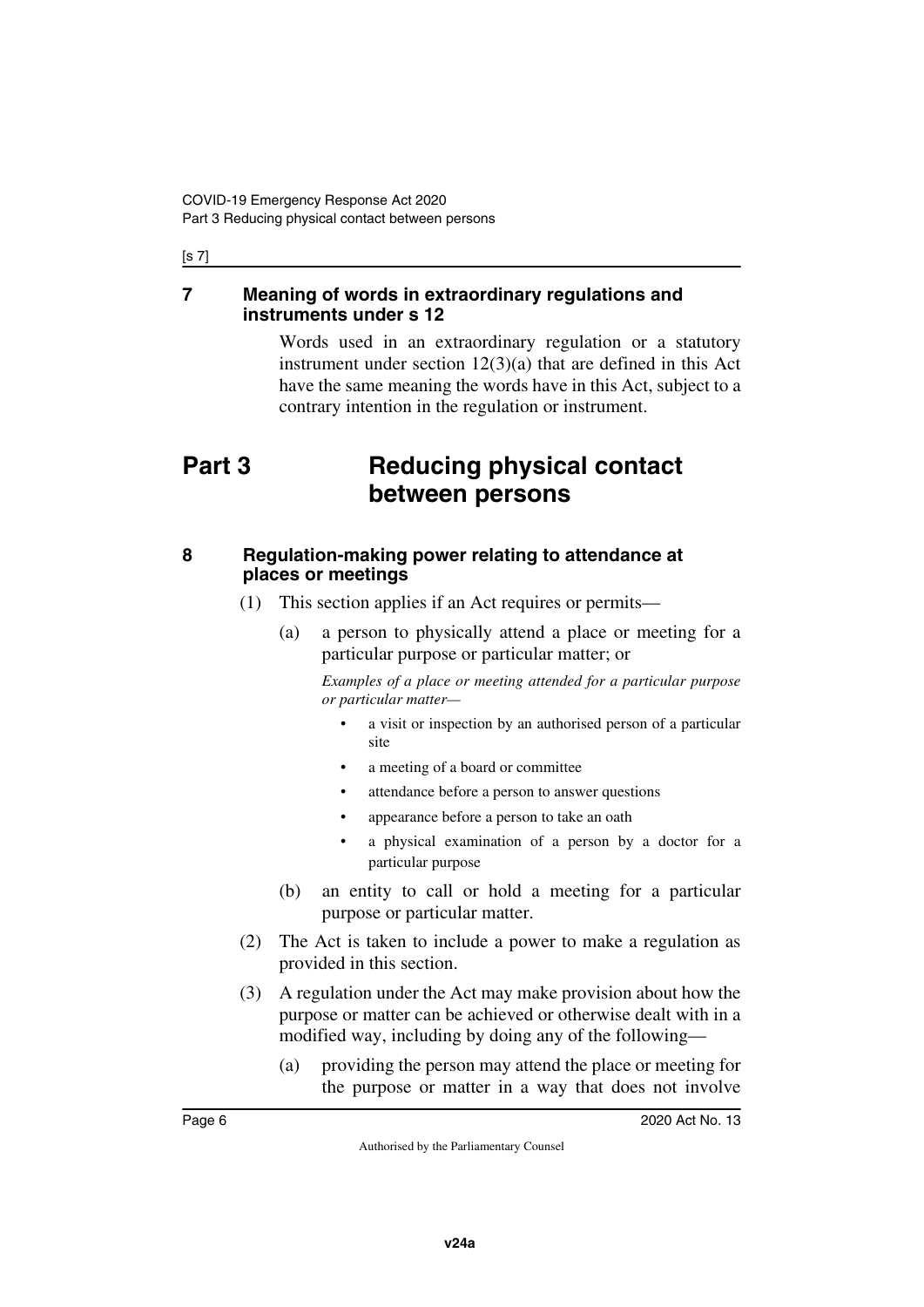### 7 Meaning of words in extraordinary regulations and instruments under s 12

Words used in an extraordinary regulation or a statutory instrument under section 12(3)(a) that are defined in this Act have the same meaning the words have in this Act, subject to a contrary intention in the regulation or instrument.

# Part 3 Reducing physical contact between persons

### 8 Regulation-making power relating to attendance at places or meetings

(1) This section applies if an Act requires or permits—

(a) a person to physically attend a place or meeting for a particular purpose or particular matter; or

*Examples of a place or meeting attended for a particular purpose or particular matter—*

- a visit or inspection by an authorised person of a particular site
- a meeting of a board or committee
- attendance before a person to answer questions
- appearance before a person to take an oath
- a physical examination of a person by a doctor for a particular purpose

(b) an entity to call or hold a meeting for a particular purpose or particular matter.

(2) The Act is taken to include a power to make a regulation as provided in this section.

(3) A regulation under the Act may make provision about how the purpose or matter can be achieved or otherwise dealt with in a modified way, including by doing any of the following—

(a) providing the person may attend the place or meeting for the purpose or matter in a way that does not involve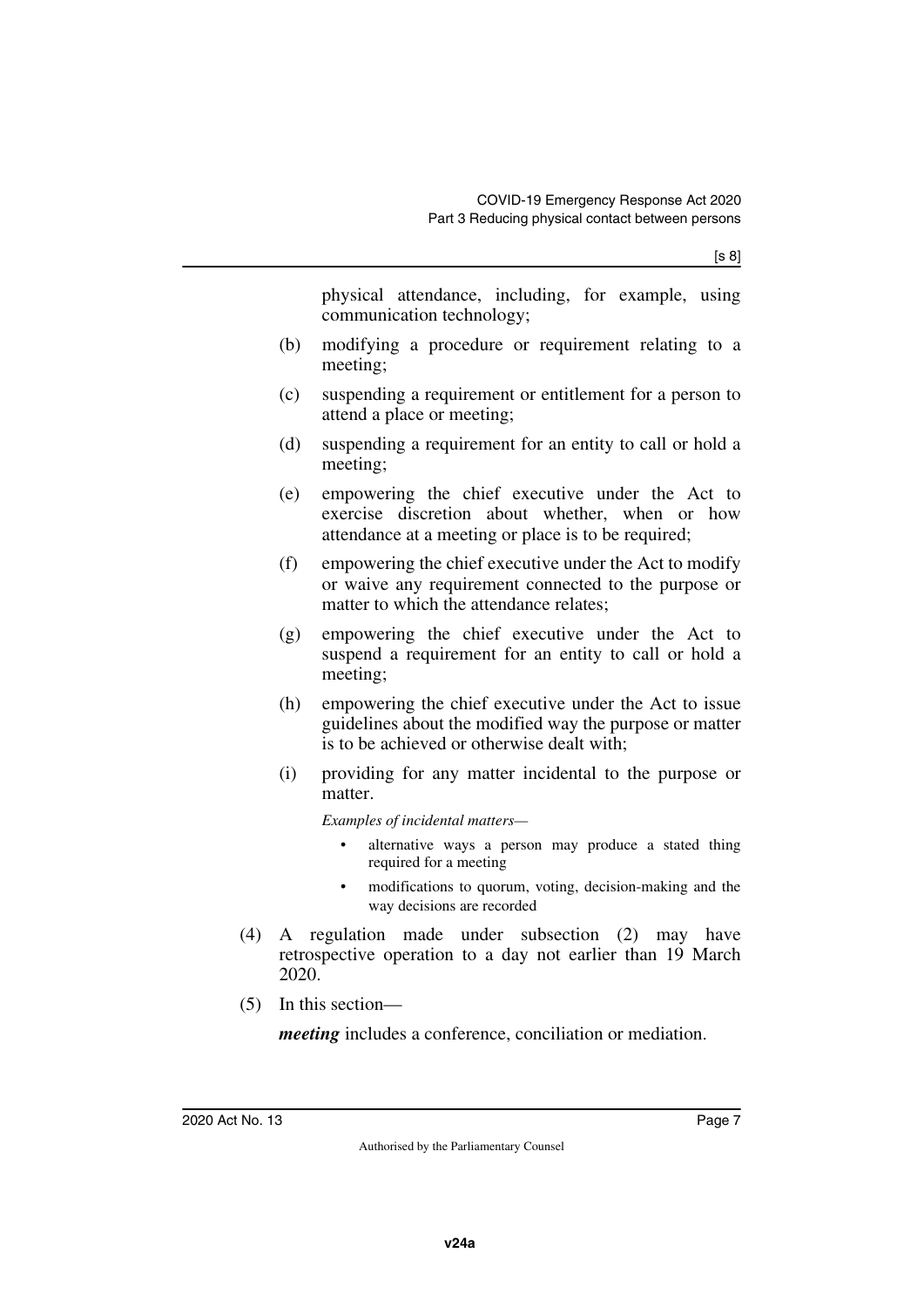physical attendance, including, for example, using communication technology;

(b) modifying a procedure or requirement relating to a meeting;

(c) suspending a requirement or entitlement for a person to attend a place or meeting;

(d) suspending a requirement for an entity to call or hold a meeting;

(e) empowering the chief executive under the Act to exercise discretion about whether, when or how attendance at a meeting or place is to be required;

(f) empowering the chief executive under the Act to modify or waive any requirement connected to the purpose or matter to which the attendance relates;

(g) empowering the chief executive under the Act to suspend a requirement for an entity to call or hold a meeting;

(h) empowering the chief executive under the Act to issue guidelines about the modified way the purpose or matter is to be achieved or otherwise dealt with;

(i) providing for any matter incidental to the purpose or matter.

*Examples of incidental matters—*

- alternative ways a person may produce a stated thing required for a meeting
- modifications to quorum, voting, decision-making and the way decisions are recorded

(4) A regulation made under subsection (2) may have retrospective operation to a day not earlier than 19 March 2020.

(5) In this section—

***meeting*** includes a conference, conciliation or mediation.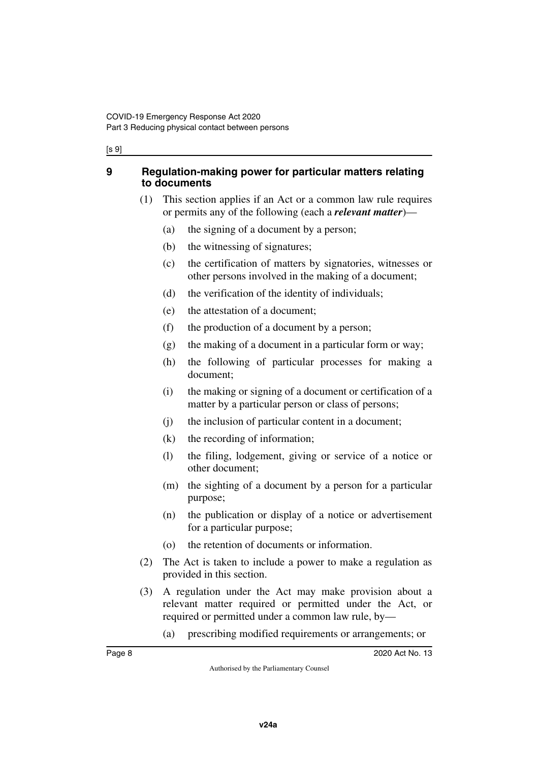## 9 Regulation-making power for particular matters relating to documents

(1) This section applies if an Act or a common law rule requires or permits any of the following (each a ***relevant matter***)—

(a) the signing of a document by a person;

(b) the witnessing of signatures;

(c) the certification of matters by signatories, witnesses or other persons involved in the making of a document;

(d) the verification of the identity of individuals;

(e) the attestation of a document;

(f) the production of a document by a person;

(g) the making of a document in a particular form or way;

(h) the following of particular processes for making a document;

(i) the making or signing of a document or certification of a matter by a particular person or class of persons;

(j) the inclusion of particular content in a document;

(k) the recording of information;

(l) the filing, lodgement, giving or service of a notice or other document;

(m) the sighting of a document by a person for a particular purpose;

(n) the publication or display of a notice or advertisement for a particular purpose;

(o) the retention of documents or information.

(2) The Act is taken to include a power to make a regulation as provided in this section.

(3) A regulation under the Act may make provision about a relevant matter required or permitted under the Act, or required or permitted under a common law rule, by—

(a) prescribing modified requirements or arrangements; or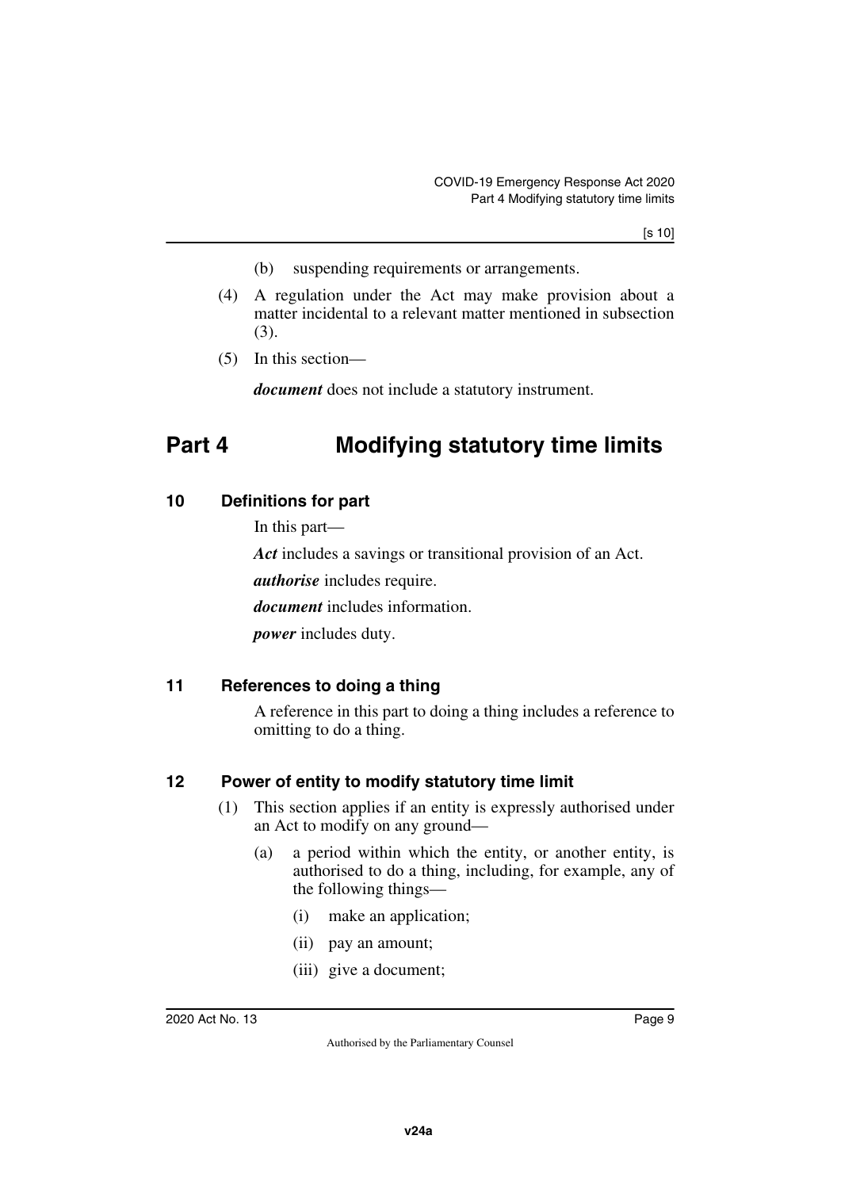(b) suspending requirements or arrangements.

(4) A regulation under the Act may make provision about a matter incidental to a relevant matter mentioned in subsection (3).

(5) In this section—

***document*** does not include a statutory instrument.

# Part 4 Modifying statutory time limits

## 10 Definitions for part

In this part—

***Act*** includes a savings or transitional provision of an Act.

***authorise*** includes require.

***document*** includes information.

***power*** includes duty.

## 11 References to doing a thing

A reference in this part to doing a thing includes a reference to omitting to do a thing.

## 12 Power of entity to modify statutory time limit

(1) This section applies if an entity is expressly authorised under an Act to modify on any ground—

(a) a period within which the entity, or another entity, is authorised to do a thing, including, for example, any of the following things—

(i) make an application;

(ii) pay an amount;

(iii) give a document;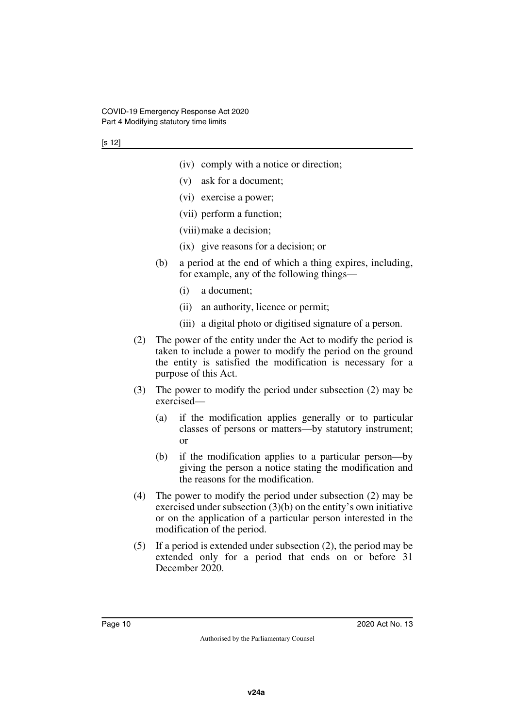(iv) comply with a notice or direction;

(v) ask for a document;

(vi) exercise a power;

(vii) perform a function;

(viii) make a decision;

(ix) give reasons for a decision; or

(b) a period at the end of which a thing expires, including, for example, any of the following things—

(i) a document;

(ii) an authority, licence or permit;

(iii) a digital photo or digitised signature of a person.

(2) The power of the entity under the Act to modify the period is taken to include a power to modify the period on the ground the entity is satisfied the modification is necessary for a purpose of this Act.

(3) The power to modify the period under subsection (2) may be exercised—

(a) if the modification applies generally or to particular classes of persons or matters—by statutory instrument; or

(b) if the modification applies to a particular person—by giving the person a notice stating the modification and the reasons for the modification.

(4) The power to modify the period under subsection (2) may be exercised under subsection (3)(b) on the entity's own initiative or on the application of a particular person interested in the modification of the period.

(5) If a period is extended under subsection (2), the period may be extended only for a period that ends on or before 31 December 2020.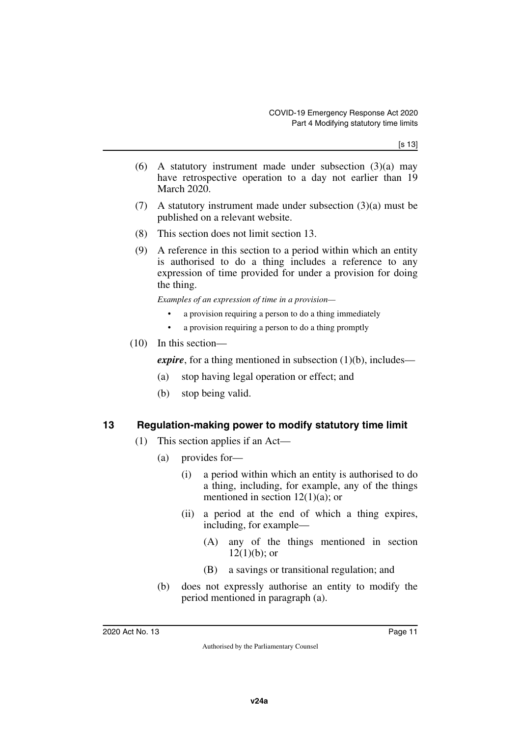(6) A statutory instrument made under subsection (3)(a) may have retrospective operation to a day not earlier than 19 March 2020.

(7) A statutory instrument made under subsection (3)(a) must be published on a relevant website.

(8) This section does not limit section 13.

(9) A reference in this section to a period within which an entity is authorised to do a thing includes a reference to any expression of time provided for under a provision for doing the thing.

*Examples of an expression of time in a provision—*

- a provision requiring a person to do a thing immediately
- a provision requiring a person to do a thing promptly

(10) In this section—

***expire***, for a thing mentioned in subsection (1)(b), includes—

(a) stop having legal operation or effect; and

(b) stop being valid.

## 13 Regulation-making power to modify statutory time limit

(1) This section applies if an Act—

(a) provides for—

(i) a period within which an entity is authorised to do a thing, including, for example, any of the things mentioned in section 12(1)(a); or

(ii) a period at the end of which a thing expires, including, for example—

(A) any of the things mentioned in section 12(1)(b); or

(B) a savings or transitional regulation; and

(b) does not expressly authorise an entity to modify the period mentioned in paragraph (a).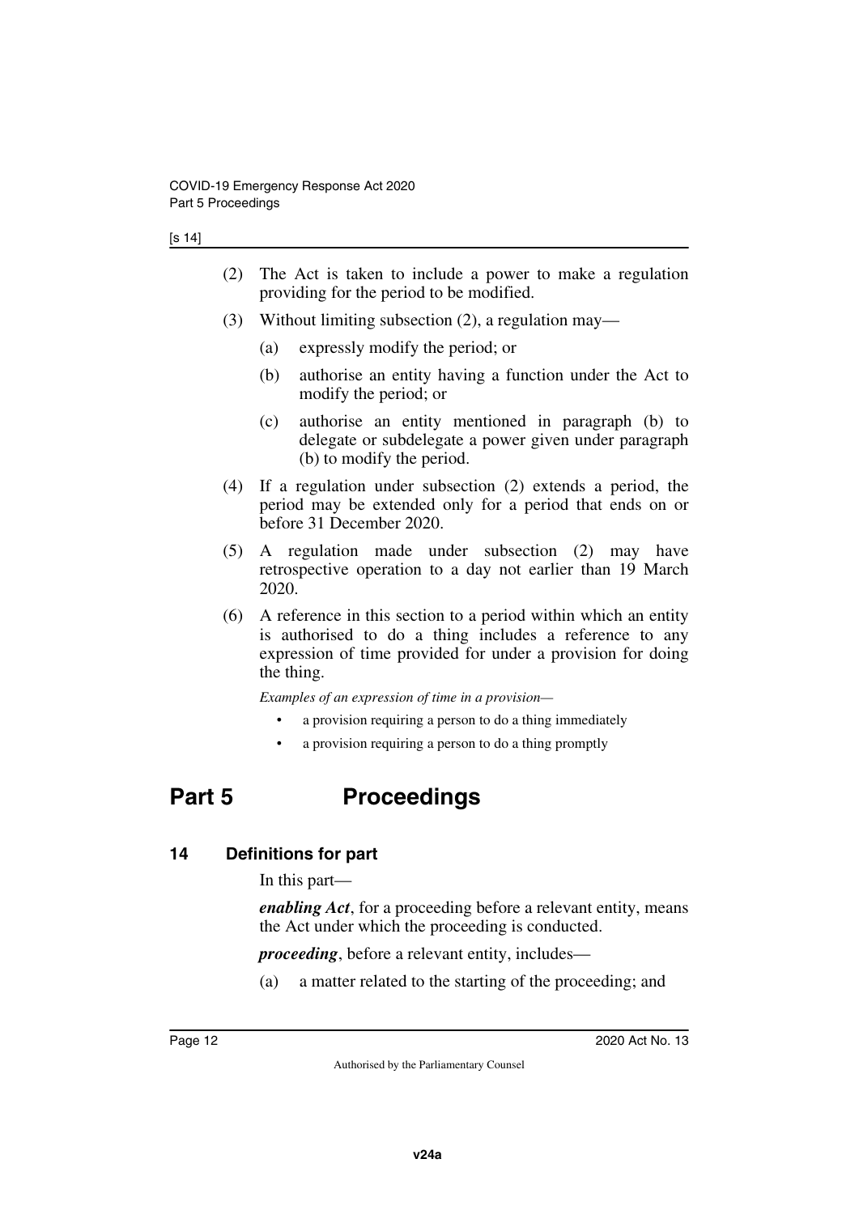(2) The Act is taken to include a power to make a regulation providing for the period to be modified.

(3) Without limiting subsection (2), a regulation may—

(a) expressly modify the period; or

(b) authorise an entity having a function under the Act to modify the period; or

(c) authorise an entity mentioned in paragraph (b) to delegate or subdelegate a power given under paragraph (b) to modify the period.

(4) If a regulation under subsection (2) extends a period, the period may be extended only for a period that ends on or before 31 December 2020.

(5) A regulation made under subsection (2) may have retrospective operation to a day not earlier than 19 March 2020.

(6) A reference in this section to a period within which an entity is authorised to do a thing includes a reference to any expression of time provided for under a provision for doing the thing.

*Examples of an expression of time in a provision—*

- a provision requiring a person to do a thing immediately
- a provision requiring a person to do a thing promptly

# Part 5 Proceedings

## 14 Definitions for part

In this part—

***enabling Act***, for a proceeding before a relevant entity, means the Act under which the proceeding is conducted.

***proceeding***, before a relevant entity, includes—

(a) a matter related to the starting of the proceeding; and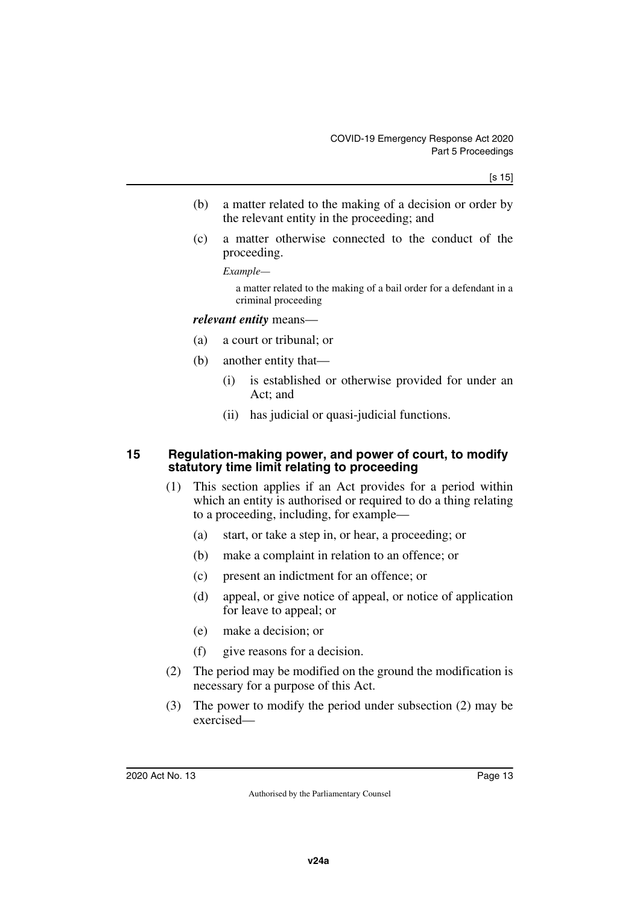(b) a matter related to the making of a decision or order by the relevant entity in the proceeding; and

(c) a matter otherwise connected to the conduct of the proceeding.

*Example—*

a matter related to the making of a bail order for a defendant in a criminal proceeding

***relevant entity*** means—

(a) a court or tribunal; or

(b) another entity that—

(i) is established or otherwise provided for under an Act; and

(ii) has judicial or quasi-judicial functions.

### 15 Regulation-making power, and power of court, to modify statutory time limit relating to proceeding

(1) This section applies if an Act provides for a period within which an entity is authorised or required to do a thing relating to a proceeding, including, for example—

(a) start, or take a step in, or hear, a proceeding; or

(b) make a complaint in relation to an offence; or

(c) present an indictment for an offence; or

(d) appeal, or give notice of appeal, or notice of application for leave to appeal; or

(e) make a decision; or

(f) give reasons for a decision.

(2) The period may be modified on the ground the modification is necessary for a purpose of this Act.

(3) The power to modify the period under subsection (2) may be exercised—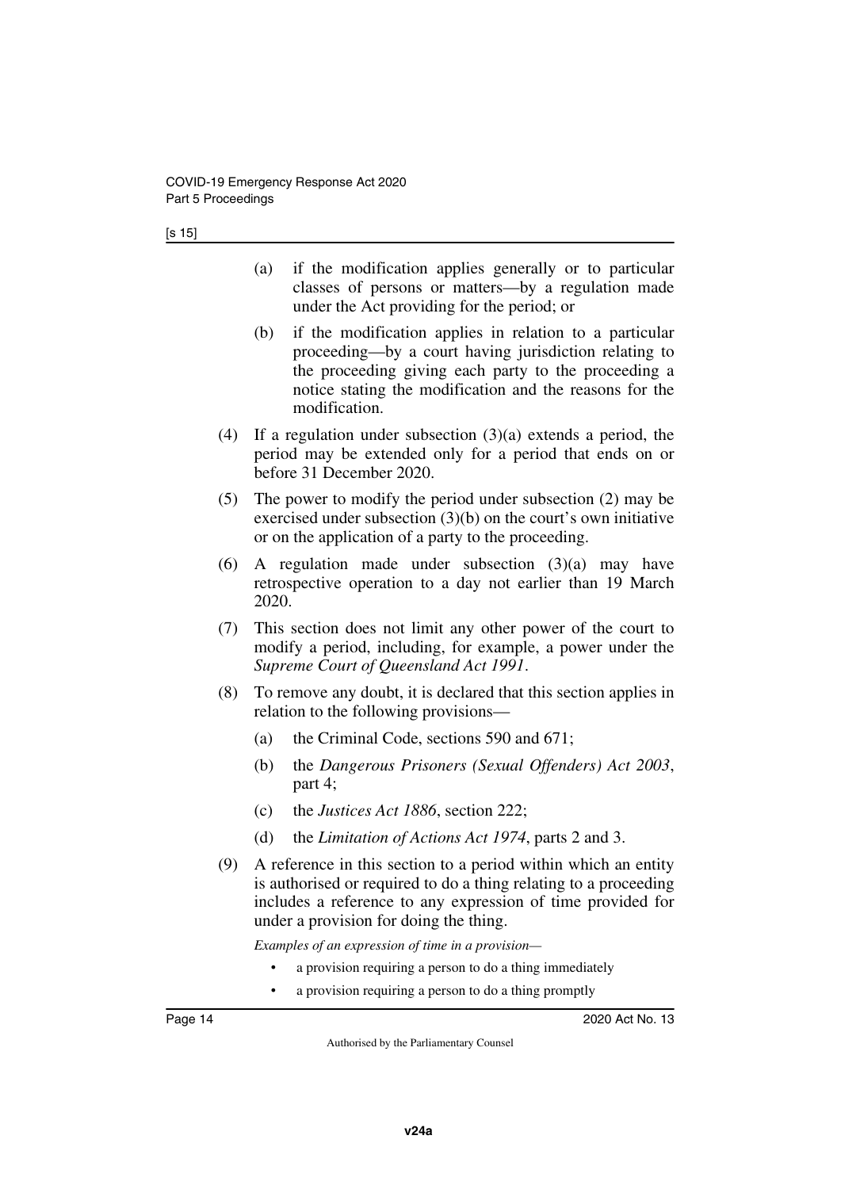(a) if the modification applies generally or to particular classes of persons or matters—by a regulation made under the Act providing for the period; or

(b) if the modification applies in relation to a particular proceeding—by a court having jurisdiction relating to the proceeding giving each party to the proceeding a notice stating the modification and the reasons for the modification.

(4) If a regulation under subsection (3)(a) extends a period, the period may be extended only for a period that ends on or before 31 December 2020.

(5) The power to modify the period under subsection (2) may be exercised under subsection (3)(b) on the court's own initiative or on the application of a party to the proceeding.

(6) A regulation made under subsection (3)(a) may have retrospective operation to a day not earlier than 19 March 2020.

(7) This section does not limit any other power of the court to modify a period, including, for example, a power under the *Supreme Court of Queensland Act 1991*.

(8) To remove any doubt, it is declared that this section applies in relation to the following provisions—

(a) the Criminal Code, sections 590 and 671;

(b) the *Dangerous Prisoners (Sexual Offenders) Act 2003*, part 4;

(c) the *Justices Act 1886*, section 222;

(d) the *Limitation of Actions Act 1974*, parts 2 and 3.

(9) A reference in this section to a period within which an entity is authorised or required to do a thing relating to a proceeding includes a reference to any expression of time provided for under a provision for doing the thing.

*Examples of an expression of time in a provision—*

- a provision requiring a person to do a thing immediately
- a provision requiring a person to do a thing promptly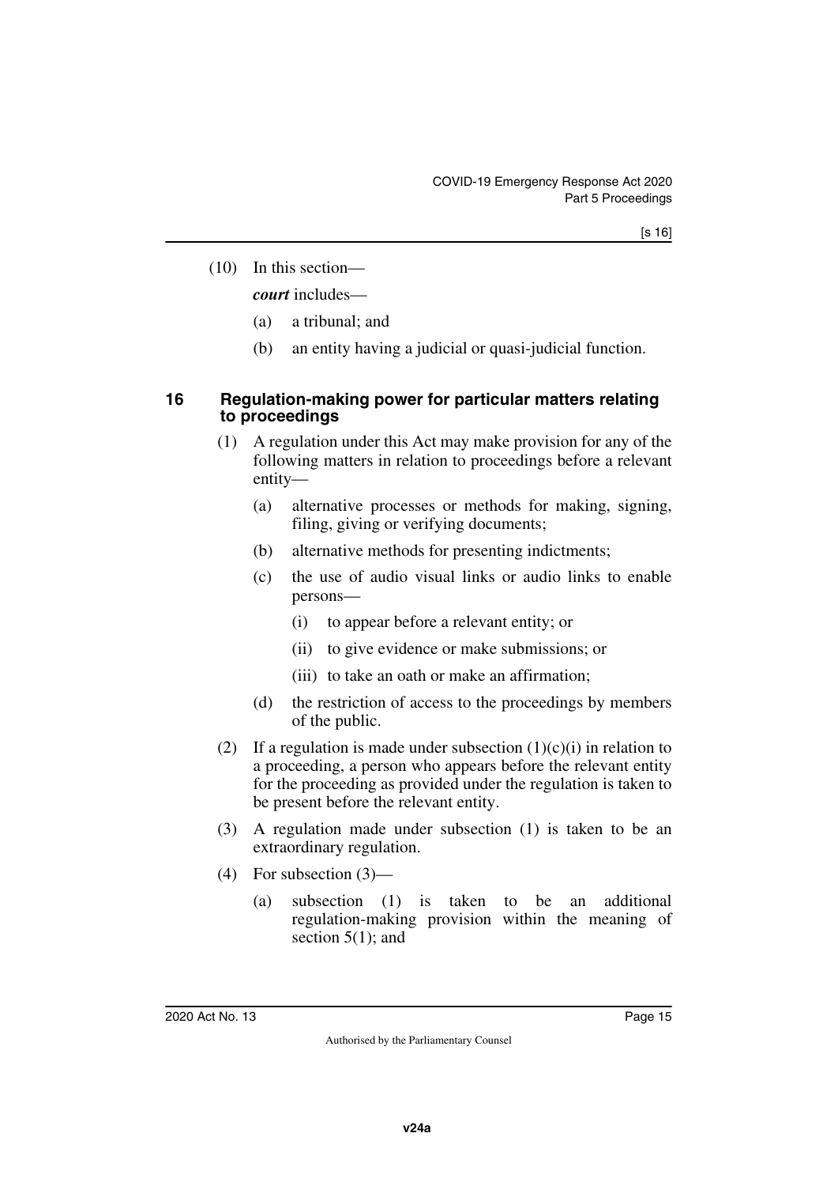(10) In this section—

***court*** includes—

(a) a tribunal; and

(b) an entity having a judicial or quasi-judicial function.

## 16 Regulation-making power for particular matters relating to proceedings

(1) A regulation under this Act may make provision for any of the following matters in relation to proceedings before a relevant entity—

(a) alternative processes or methods for making, signing, filing, giving or verifying documents;

(b) alternative methods for presenting indictments;

(c) the use of audio visual links or audio links to enable persons—

(i) to appear before a relevant entity; or

(ii) to give evidence or make submissions; or

(iii) to take an oath or make an affirmation;

(d) the restriction of access to the proceedings by members of the public.

(2) If a regulation is made under subsection (1)(c)(i) in relation to a proceeding, a person who appears before the relevant entity for the proceeding as provided under the regulation is taken to be present before the relevant entity.

(3) A regulation made under subsection (1) is taken to be an extraordinary regulation.

(4) For subsection (3)—

(a) subsection (1) is taken to be an additional regulation-making provision within the meaning of section 5(1); and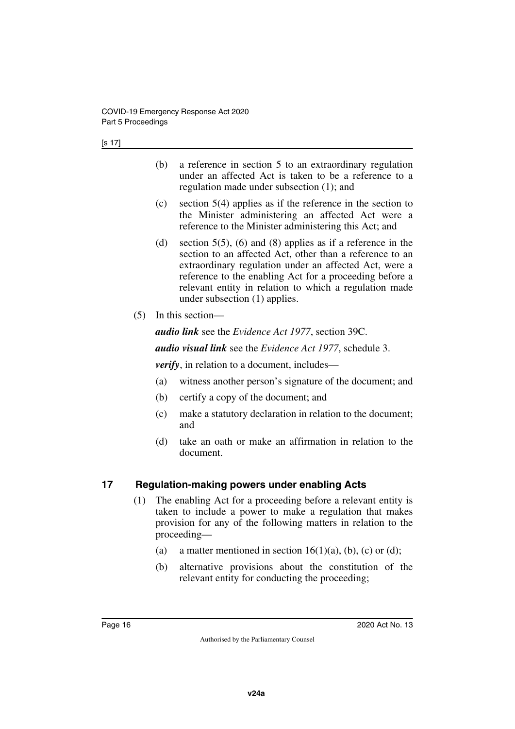(b) a reference in section 5 to an extraordinary regulation under an affected Act is taken to be a reference to a regulation made under subsection (1); and

(c) section 5(4) applies as if the reference in the section to the Minister administering an affected Act were a reference to the Minister administering this Act; and

(d) section 5(5), (6) and (8) applies as if a reference in the section to an affected Act, other than a reference to an extraordinary regulation under an affected Act, were a reference to the enabling Act for a proceeding before a relevant entity in relation to which a regulation made under subsection (1) applies.

(5) In this section—

***audio link*** see the *Evidence Act 1977*, section 39C.

***audio visual link*** see the *Evidence Act 1977*, schedule 3.

***verify***, in relation to a document, includes—

(a) witness another person's signature of the document; and

(b) certify a copy of the document; and

(c) make a statutory declaration in relation to the document; and

(d) take an oath or make an affirmation in relation to the document.

## 17 Regulation-making powers under enabling Acts

(1) The enabling Act for a proceeding before a relevant entity is taken to include a power to make a regulation that makes provision for any of the following matters in relation to the proceeding—

(a) a matter mentioned in section 16(1)(a), (b), (c) or (d);

(b) alternative provisions about the constitution of the relevant entity for conducting the proceeding;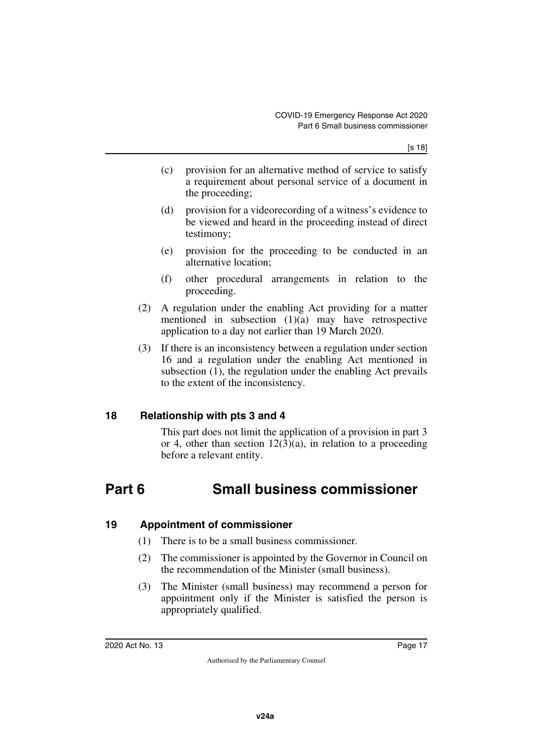(c) provision for an alternative method of service to satisfy a requirement about personal service of a document in the proceeding;

(d) provision for a videorecording of a witness's evidence to be viewed and heard in the proceeding instead of direct testimony;

(e) provision for the proceeding to be conducted in an alternative location;

(f) other procedural arrangements in relation to the proceeding.

(2) A regulation under the enabling Act providing for a matter mentioned in subsection (1)(a) may have retrospective application to a day not earlier than 19 March 2020.

(3) If there is an inconsistency between a regulation under section 16 and a regulation under the enabling Act mentioned in subsection (1), the regulation under the enabling Act prevails to the extent of the inconsistency.

### 18 Relationship with pts 3 and 4

This part does not limit the application of a provision in part 3 or 4, other than section 12(3)(a), in relation to a proceeding before a relevant entity.

## Part 6 Small business commissioner

### 19 Appointment of commissioner

(1) There is to be a small business commissioner.

(2) The commissioner is appointed by the Governor in Council on the recommendation of the Minister (small business).

(3) The Minister (small business) may recommend a person for appointment only if the Minister is satisfied the person is appropriately qualified.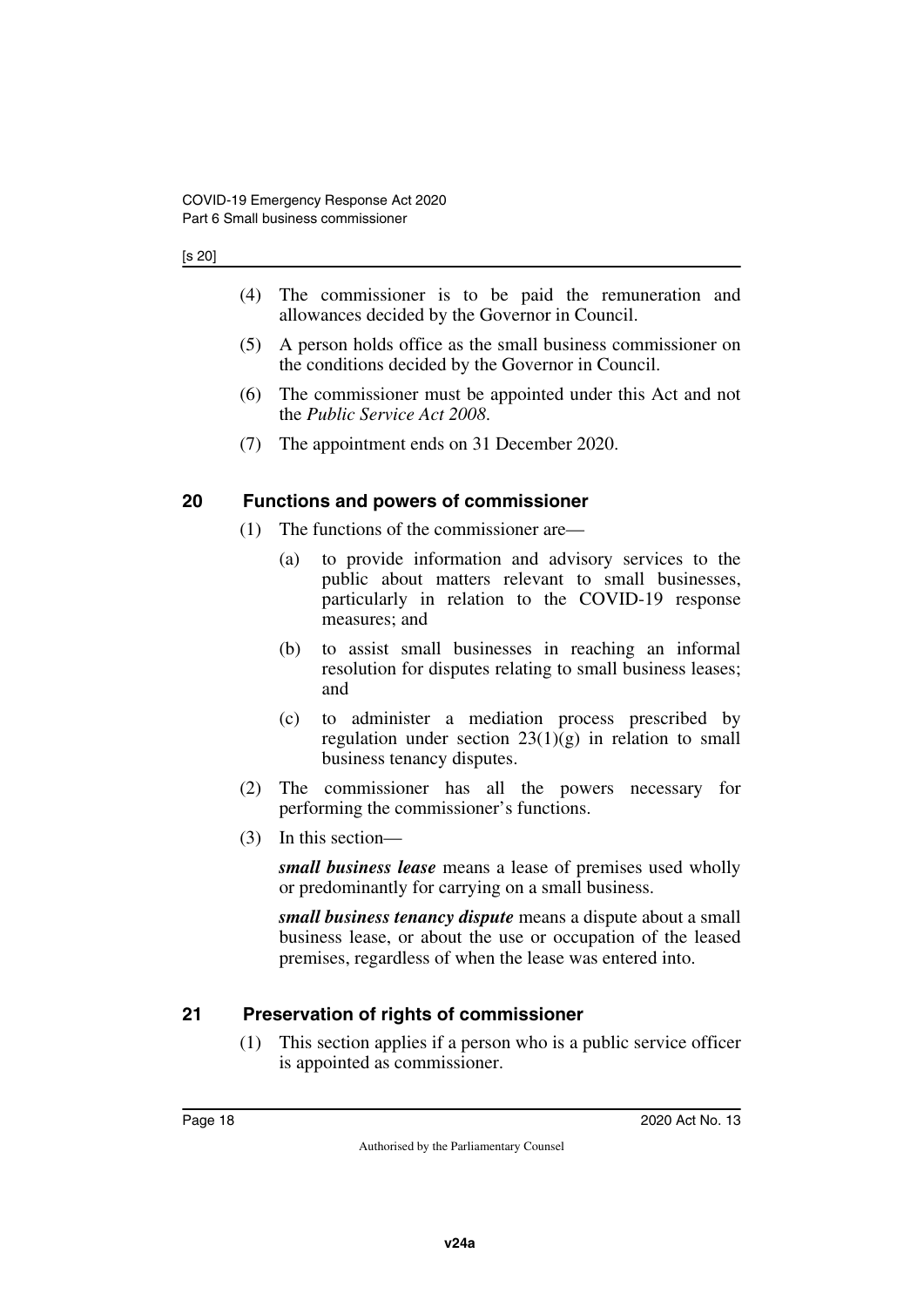(4) The commissioner is to be paid the remuneration and allowances decided by the Governor in Council.

(5) A person holds office as the small business commissioner on the conditions decided by the Governor in Council.

(6) The commissioner must be appointed under this Act and not the *Public Service Act 2008*.

(7) The appointment ends on 31 December 2020.

## 20 Functions and powers of commissioner

(1) The functions of the commissioner are—

(a) to provide information and advisory services to the public about matters relevant to small businesses, particularly in relation to the COVID-19 response measures; and

(b) to assist small businesses in reaching an informal resolution for disputes relating to small business leases; and

(c) to administer a mediation process prescribed by regulation under section 23(1)(g) in relation to small business tenancy disputes.

(2) The commissioner has all the powers necessary for performing the commissioner's functions.

(3) In this section—

***small business lease*** means a lease of premises used wholly or predominantly for carrying on a small business.

***small business tenancy dispute*** means a dispute about a small business lease, or about the use or occupation of the leased premises, regardless of when the lease was entered into.

## 21 Preservation of rights of commissioner

(1) This section applies if a person who is a public service officer is appointed as commissioner.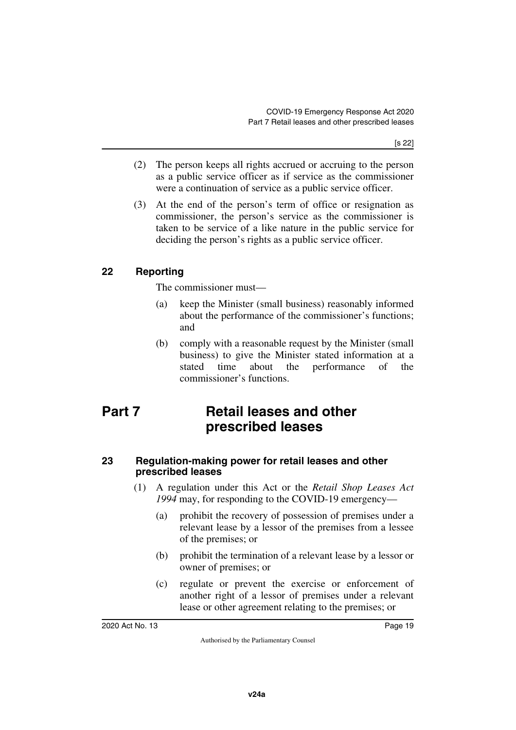(2) The person keeps all rights accrued or accruing to the person as a public service officer as if service as the commissioner were a continuation of service as a public service officer.

(3) At the end of the person's term of office or resignation as commissioner, the person's service as the commissioner is taken to be service of a like nature in the public service for deciding the person's rights as a public service officer.

### 22 Reporting

The commissioner must—

(a) keep the Minister (small business) reasonably informed about the performance of the commissioner's functions; and

(b) comply with a reasonable request by the Minister (small business) to give the Minister stated information at a stated time about the performance of the commissioner's functions.

## Part 7 Retail leases and other prescribed leases

### 23 Regulation-making power for retail leases and other prescribed leases

(1) A regulation under this Act or the *Retail Shop Leases Act 1994* may, for responding to the COVID-19 emergency—

(a) prohibit the recovery of possession of premises under a relevant lease by a lessor of the premises from a lessee of the premises; or

(b) prohibit the termination of a relevant lease by a lessor or owner of premises; or

(c) regulate or prevent the exercise or enforcement of another right of a lessor of premises under a relevant lease or other agreement relating to the premises; or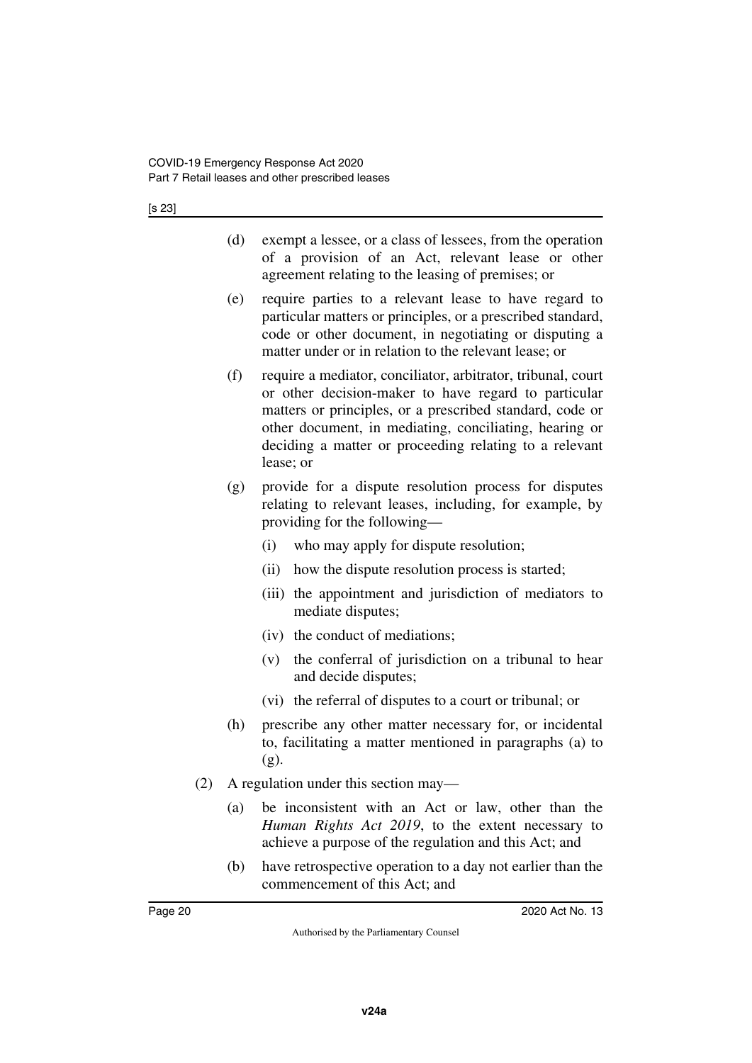(d) exempt a lessee, or a class of lessees, from the operation of a provision of an Act, relevant lease or other agreement relating to the leasing of premises; or

(e) require parties to a relevant lease to have regard to particular matters or principles, or a prescribed standard, code or other document, in negotiating or disputing a matter under or in relation to the relevant lease; or

(f) require a mediator, conciliator, arbitrator, tribunal, court or other decision-maker to have regard to particular matters or principles, or a prescribed standard, code or other document, in mediating, conciliating, hearing or deciding a matter or proceeding relating to a relevant lease; or

(g) provide for a dispute resolution process for disputes relating to relevant leases, including, for example, by providing for the following—

   (i) who may apply for dispute resolution;

   (ii) how the dispute resolution process is started;

   (iii) the appointment and jurisdiction of mediators to mediate disputes;

   (iv) the conduct of mediations;

   (v) the conferral of jurisdiction on a tribunal to hear and decide disputes;

   (vi) the referral of disputes to a court or tribunal; or

(h) prescribe any other matter necessary for, or incidental to, facilitating a matter mentioned in paragraphs (a) to (g).

(2) A regulation under this section may—

(a) be inconsistent with an Act or law, other than the *Human Rights Act 2019*, to the extent necessary to achieve a purpose of the regulation and this Act; and

(b) have retrospective operation to a day not earlier than the commencement of this Act; and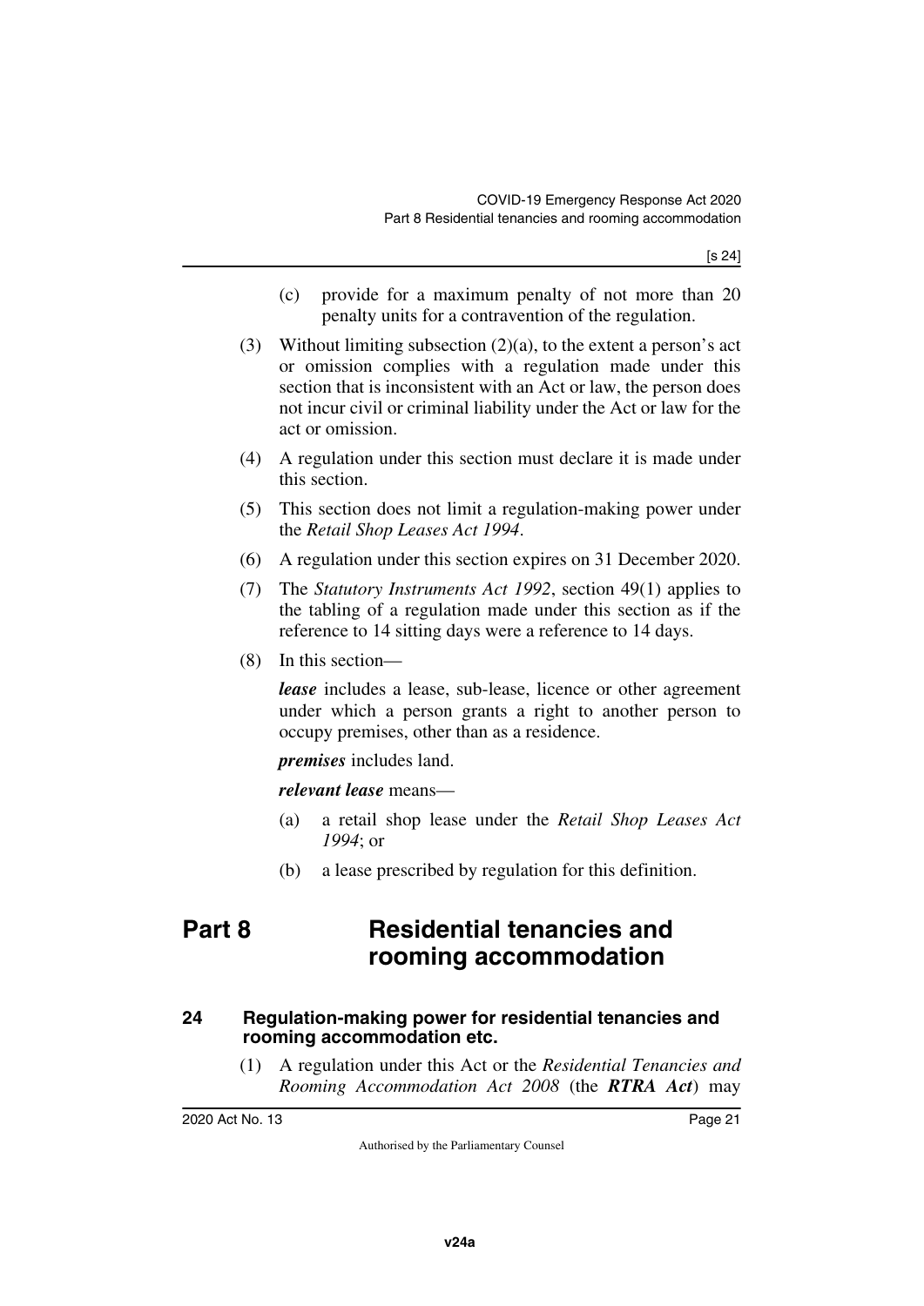(c) provide for a maximum penalty of not more than 20 penalty units for a contravention of the regulation.

(3) Without limiting subsection (2)(a), to the extent a person's act or omission complies with a regulation made under this section that is inconsistent with an Act or law, the person does not incur civil or criminal liability under the Act or law for the act or omission.

(4) A regulation under this section must declare it is made under this section.

(5) This section does not limit a regulation-making power under the *Retail Shop Leases Act 1994*.

(6) A regulation under this section expires on 31 December 2020.

(7) The *Statutory Instruments Act 1992*, section 49(1) applies to the tabling of a regulation made under this section as if the reference to 14 sitting days were a reference to 14 days.

(8) In this section—

***lease*** includes a lease, sub-lease, licence or other agreement under which a person grants a right to another person to occupy premises, other than as a residence.

***premises*** includes land.

***relevant lease*** means—

(a) a retail shop lease under the *Retail Shop Leases Act 1994*; or

(b) a lease prescribed by regulation for this definition.

# Part 8 Residential tenancies and rooming accommodation

## 24 Regulation-making power for residential tenancies and rooming accommodation etc.

(1) A regulation under this Act or the *Residential Tenancies and Rooming Accommodation Act 2008* (the ***RTRA Act***) may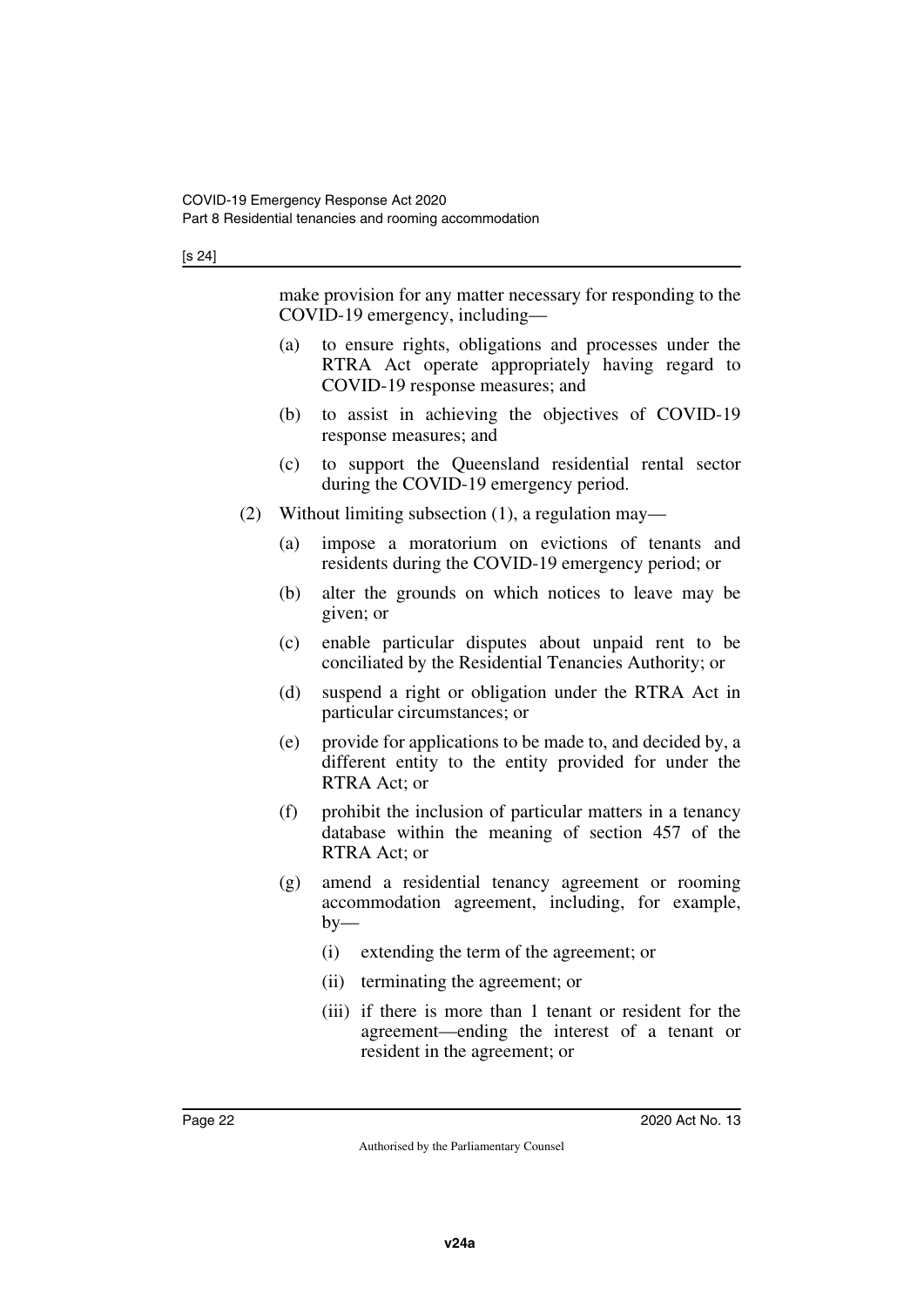make provision for any matter necessary for responding to the COVID-19 emergency, including—

(a) to ensure rights, obligations and processes under the RTRA Act operate appropriately having regard to COVID-19 response measures; and

(b) to assist in achieving the objectives of COVID-19 response measures; and

(c) to support the Queensland residential rental sector during the COVID-19 emergency period.

(2) Without limiting subsection (1), a regulation may—

(a) impose a moratorium on evictions of tenants and residents during the COVID-19 emergency period; or

(b) alter the grounds on which notices to leave may be given; or

(c) enable particular disputes about unpaid rent to be conciliated by the Residential Tenancies Authority; or

(d) suspend a right or obligation under the RTRA Act in particular circumstances; or

(e) provide for applications to be made to, and decided by, a different entity to the entity provided for under the RTRA Act; or

(f) prohibit the inclusion of particular matters in a tenancy database within the meaning of section 457 of the RTRA Act; or

(g) amend a residential tenancy agreement or rooming accommodation agreement, including, for example, by—

(i) extending the term of the agreement; or

(ii) terminating the agreement; or

(iii) if there is more than 1 tenant or resident for the agreement—ending the interest of a tenant or resident in the agreement; or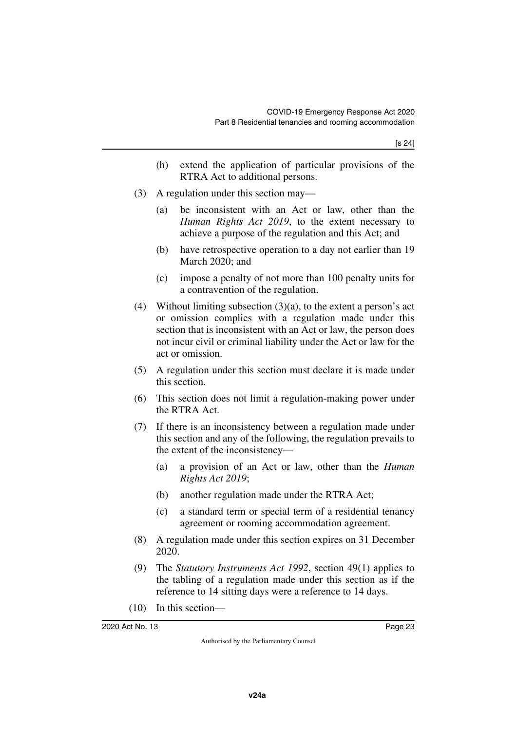(h) extend the application of particular provisions of the RTRA Act to additional persons.

(3) A regulation under this section may—

(a) be inconsistent with an Act or law, other than the *Human Rights Act 2019*, to the extent necessary to achieve a purpose of the regulation and this Act; and

(b) have retrospective operation to a day not earlier than 19 March 2020; and

(c) impose a penalty of not more than 100 penalty units for a contravention of the regulation.

(4) Without limiting subsection (3)(a), to the extent a person's act or omission complies with a regulation made under this section that is inconsistent with an Act or law, the person does not incur civil or criminal liability under the Act or law for the act or omission.

(5) A regulation under this section must declare it is made under this section.

(6) This section does not limit a regulation-making power under the RTRA Act.

(7) If there is an inconsistency between a regulation made under this section and any of the following, the regulation prevails to the extent of the inconsistency—

(a) a provision of an Act or law, other than the *Human Rights Act 2019*;

(b) another regulation made under the RTRA Act;

(c) a standard term or special term of a residential tenancy agreement or rooming accommodation agreement.

(8) A regulation made under this section expires on 31 December 2020.

(9) The *Statutory Instruments Act 1992*, section 49(1) applies to the tabling of a regulation made under this section as if the reference to 14 sitting days were a reference to 14 days.

(10) In this section—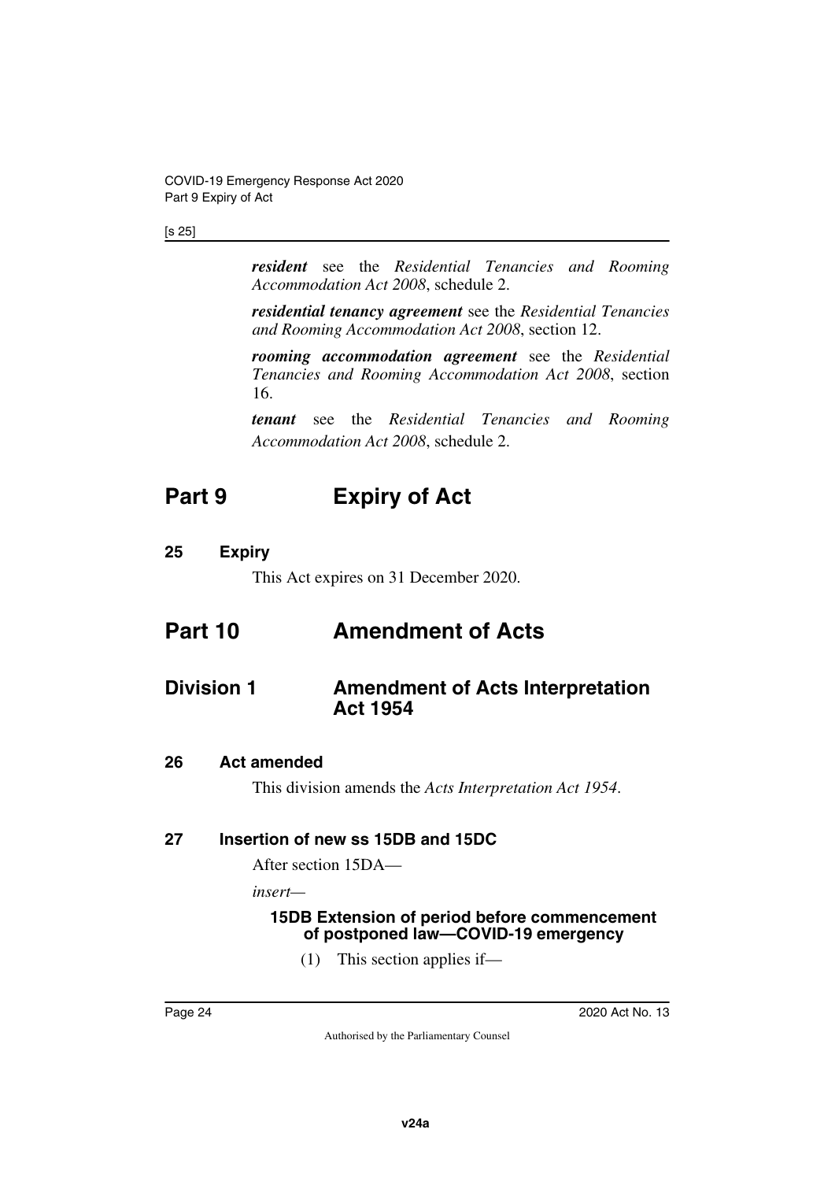***resident*** see the *Residential Tenancies and Rooming Accommodation Act 2008*, schedule 2.

***residential tenancy agreement*** see the *Residential Tenancies and Rooming Accommodation Act 2008*, section 12.

***rooming accommodation agreement*** see the *Residential Tenancies and Rooming Accommodation Act 2008*, section 16.

***tenant*** see the *Residential Tenancies and Rooming Accommodation Act 2008*, schedule 2.

# Part 9 Expiry of Act

### 25 Expiry

This Act expires on 31 December 2020.

# Part 10 Amendment of Acts

## Division 1 Amendment of Acts Interpretation Act 1954

### 26 Act amended

This division amends the *Acts Interpretation Act 1954*.

### 27 Insertion of new ss 15DB and 15DC

After section 15DA—

*insert*—

#### 15DB Extension of period before commencement of postponed law—COVID-19 emergency

(1) This section applies if—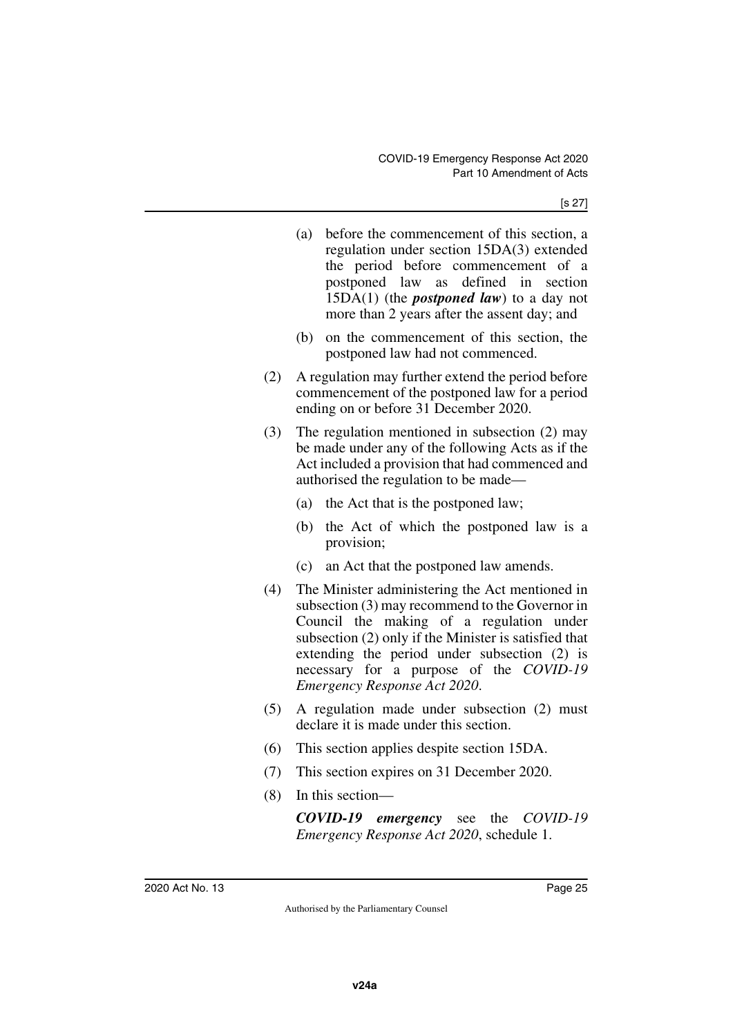(a) before the commencement of this section, a regulation under section 15DA(3) extended the period before commencement of a postponed law as defined in section 15DA(1) (the ***postponed law***) to a day not more than 2 years after the assent day; and

(b) on the commencement of this section, the postponed law had not commenced.

(2) A regulation may further extend the period before commencement of the postponed law for a period ending on or before 31 December 2020.

(3) The regulation mentioned in subsection (2) may be made under any of the following Acts as if the Act included a provision that had commenced and authorised the regulation to be made—

(a) the Act that is the postponed law;

(b) the Act of which the postponed law is a provision;

(c) an Act that the postponed law amends.

(4) The Minister administering the Act mentioned in subsection (3) may recommend to the Governor in Council the making of a regulation under subsection (2) only if the Minister is satisfied that extending the period under subsection (2) is necessary for a purpose of the *COVID-19 Emergency Response Act 2020*.

(5) A regulation made under subsection (2) must declare it is made under this section.

(6) This section applies despite section 15DA.

(7) This section expires on 31 December 2020.

(8) In this section—

***COVID-19 emergency*** see the *COVID-19 Emergency Response Act 2020*, schedule 1.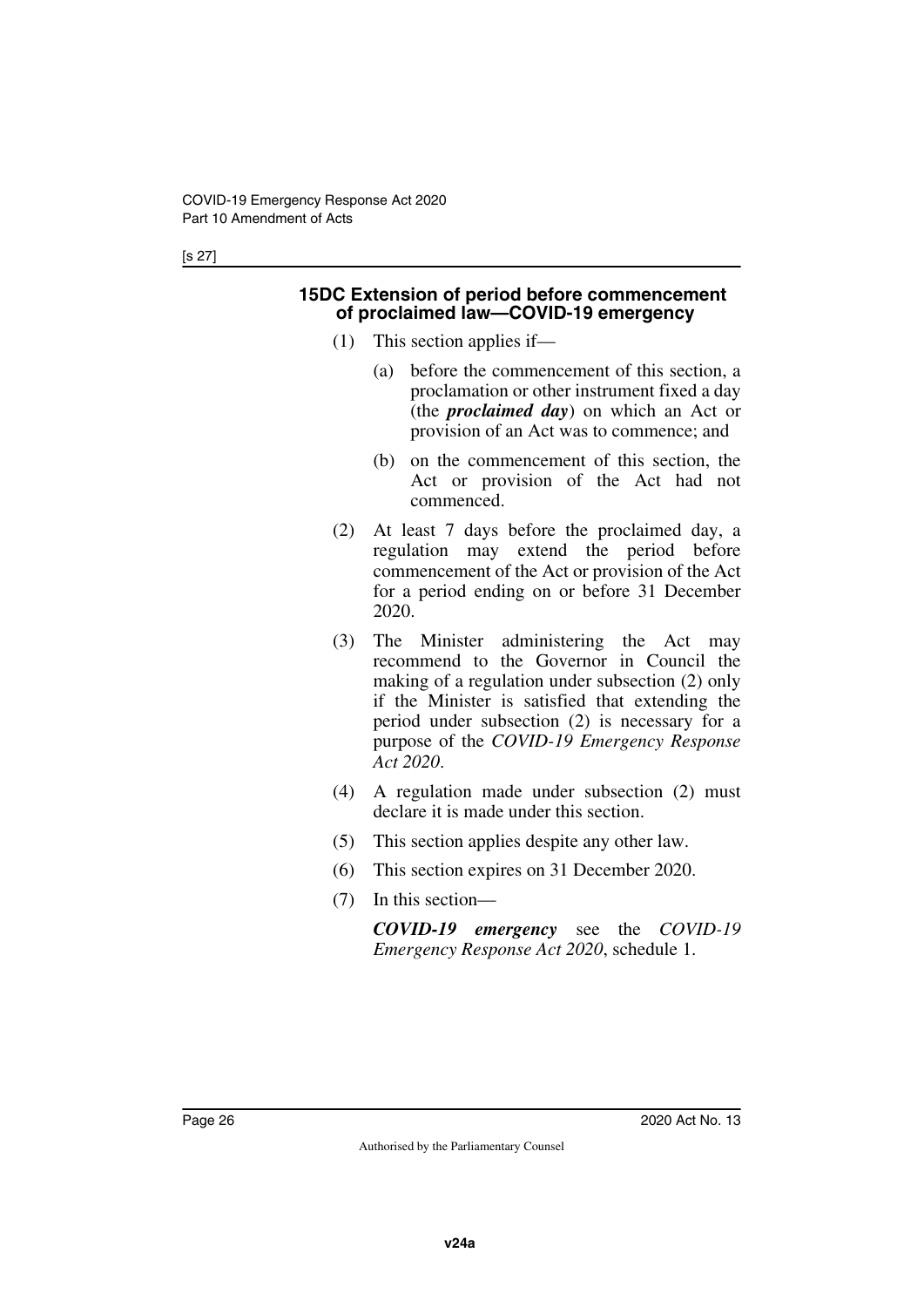[s 27]

### 15DC Extension of period before commencement of proclaimed law—COVID-19 emergency

(1) This section applies if—

(a) before the commencement of this section, a proclamation or other instrument fixed a day (the ***proclaimed day***) on which an Act or provision of an Act was to commence; and

(b) on the commencement of this section, the Act or provision of the Act had not commenced.

(2) At least 7 days before the proclaimed day, a regulation may extend the period before commencement of the Act or provision of the Act for a period ending on or before 31 December 2020.

(3) The Minister administering the Act may recommend to the Governor in Council the making of a regulation under subsection (2) only if the Minister is satisfied that extending the period under subsection (2) is necessary for a purpose of the *COVID-19 Emergency Response Act 2020*.

(4) A regulation made under subsection (2) must declare it is made under this section.

(5) This section applies despite any other law.

(6) This section expires on 31 December 2020.

(7) In this section—

***COVID-19 emergency*** see the *COVID-19 Emergency Response Act 2020*, schedule 1.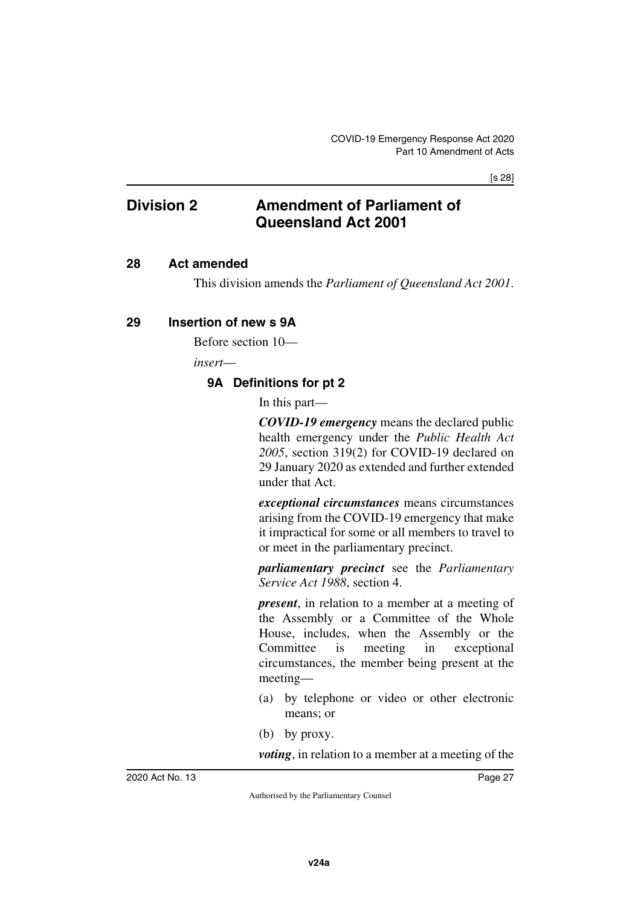## Division 2 Amendment of Parliament of Queensland Act 2001

### 28 Act amended

This division amends the *Parliament of Queensland Act 2001*.

### 29 Insertion of new s 9A

Before section 10—

*insert*—

#### 9A Definitions for pt 2

In this part—

***COVID-19 emergency*** means the declared public health emergency under the *Public Health Act 2005*, section 319(2) for COVID-19 declared on 29 January 2020 as extended and further extended under that Act.

***exceptional circumstances*** means circumstances arising from the COVID-19 emergency that make it impractical for some or all members to travel to or meet in the parliamentary precinct.

***parliamentary precinct*** see the *Parliamentary Service Act 1988*, section 4.

***present***, in relation to a member at a meeting of the Assembly or a Committee of the Whole House, includes, when the Assembly or the Committee is meeting in exceptional circumstances, the member being present at the meeting—

(a) by telephone or video or other electronic means; or

(b) by proxy.

***voting***, in relation to a member at a meeting of the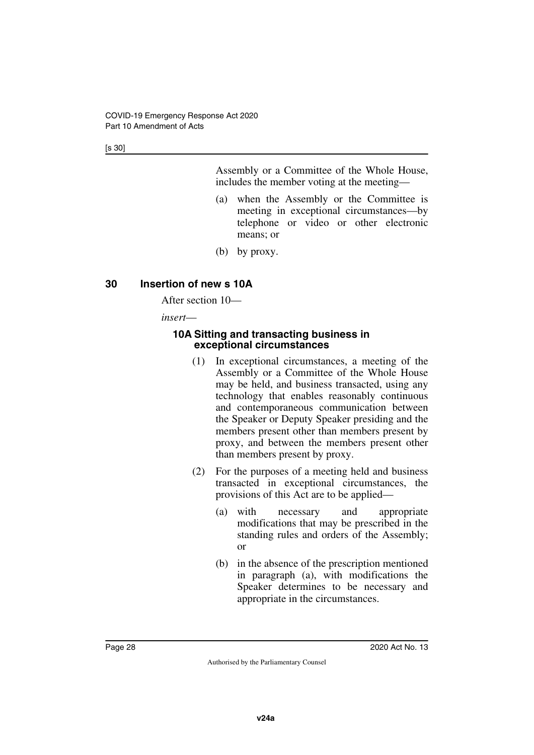Assembly or a Committee of the Whole House, includes the member voting at the meeting—

(a) when the Assembly or the Committee is meeting in exceptional circumstances—by telephone or video or other electronic means; or

(b) by proxy.

## 30 Insertion of new s 10A

After section 10—

*insert*—

### 10A Sitting and transacting business in exceptional circumstances

(1) In exceptional circumstances, a meeting of the Assembly or a Committee of the Whole House may be held, and business transacted, using any technology that enables reasonably continuous and contemporaneous communication between the Speaker or Deputy Speaker presiding and the members present other than members present by proxy, and between the members present other than members present by proxy.

(2) For the purposes of a meeting held and business transacted in exceptional circumstances, the provisions of this Act are to be applied—

(a) with necessary and appropriate modifications that may be prescribed in the standing rules and orders of the Assembly; or

(b) in the absence of the prescription mentioned in paragraph (a), with modifications the Speaker determines to be necessary and appropriate in the circumstances.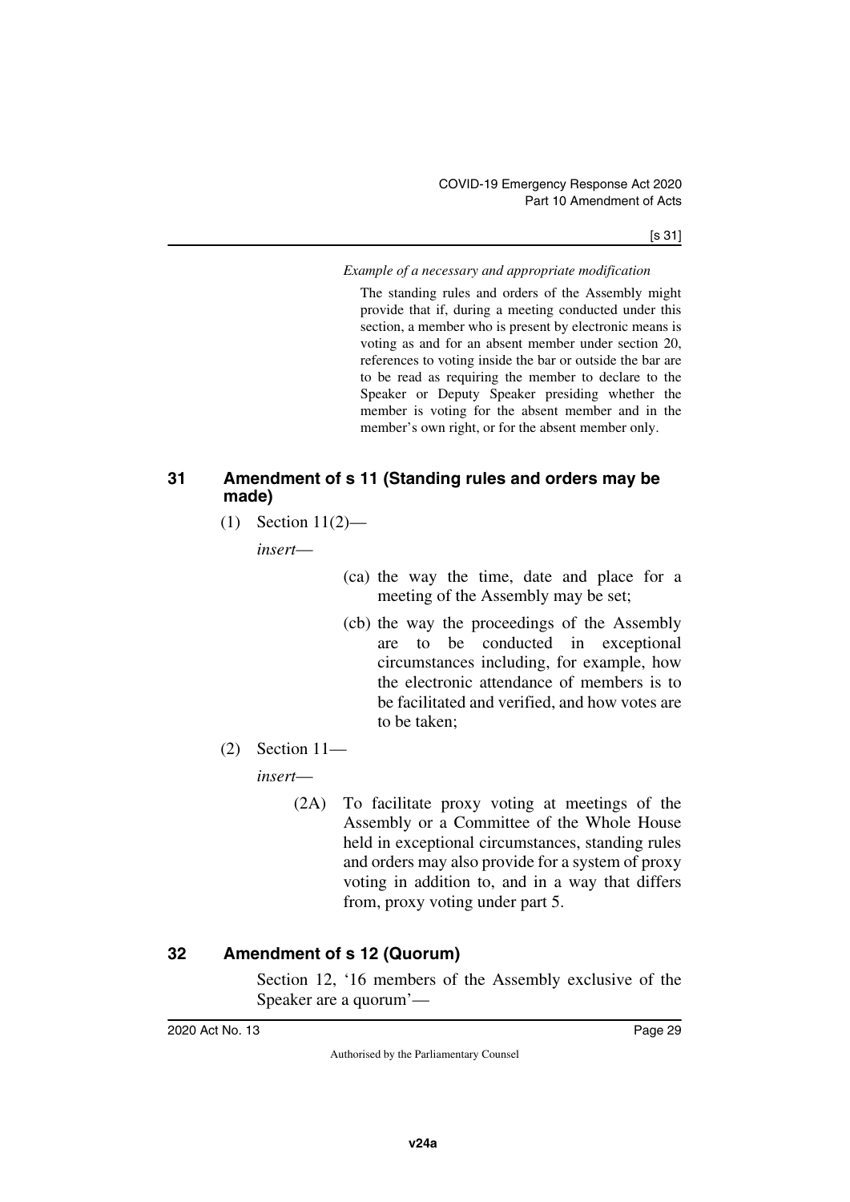*Example of a necessary and appropriate modification*

The standing rules and orders of the Assembly might provide that if, during a meeting conducted under this section, a member who is present by electronic means is voting as and for an absent member under section 20, references to voting inside the bar or outside the bar are to be read as requiring the member to declare to the Speaker or Deputy Speaker presiding whether the member is voting for the absent member and in the member's own right, or for the absent member only.

## 31 Amendment of s 11 (Standing rules and orders may be made)

(1) Section 11(2)—

*insert*—

(ca) the way the time, date and place for a meeting of the Assembly may be set;

(cb) the way the proceedings of the Assembly are to be conducted in exceptional circumstances including, for example, how the electronic attendance of members is to be facilitated and verified, and how votes are to be taken;

(2) Section 11—

*insert*—

(2A) To facilitate proxy voting at meetings of the Assembly or a Committee of the Whole House held in exceptional circumstances, standing rules and orders may also provide for a system of proxy voting in addition to, and in a way that differs from, proxy voting under part 5.

## 32 Amendment of s 12 (Quorum)

Section 12, '16 members of the Assembly exclusive of the Speaker are a quorum'—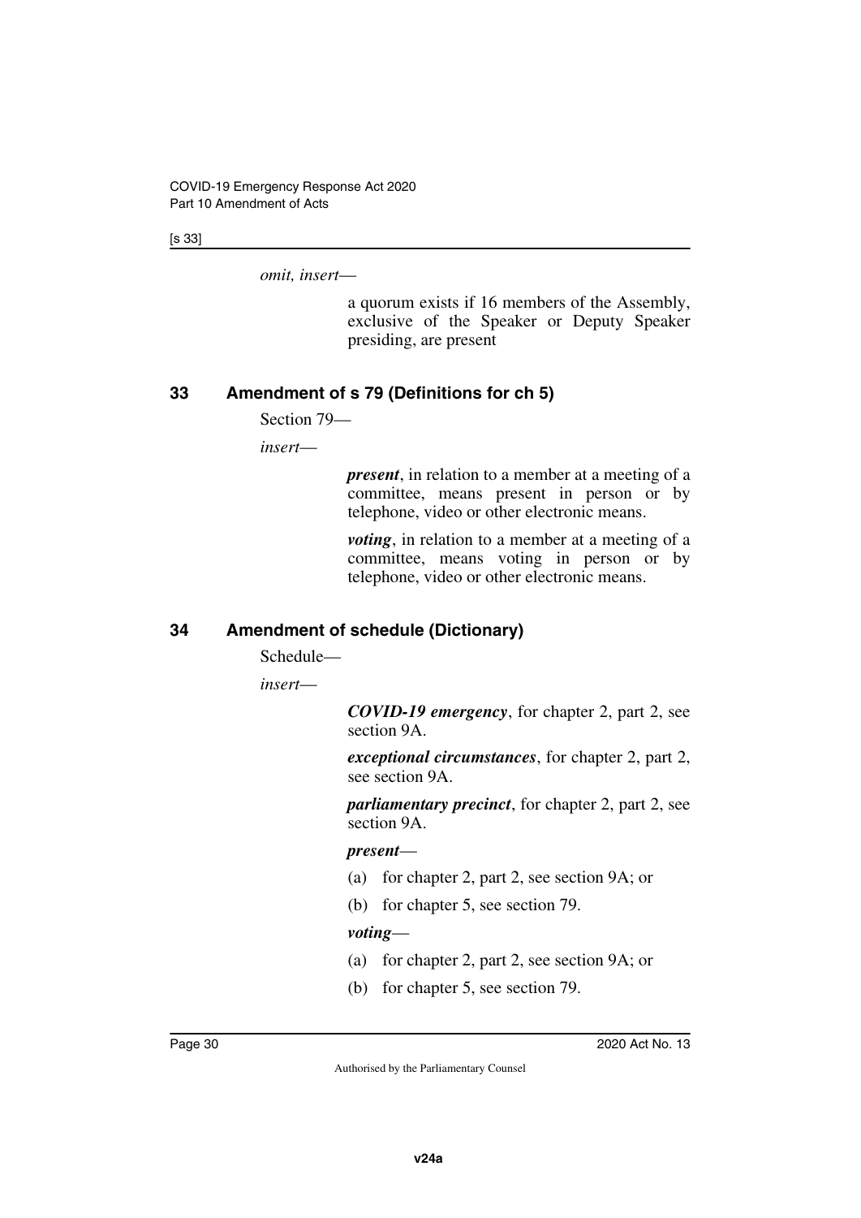*omit, insert*—

> a quorum exists if 16 members of the Assembly, exclusive of the Speaker or Deputy Speaker presiding, are present

## 33 Amendment of s 79 (Definitions for ch 5)

Section 79—

*insert*—

> ***present***, in relation to a member at a meeting of a committee, means present in person or by telephone, video or other electronic means.
>
> ***voting***, in relation to a member at a meeting of a committee, means voting in person or by telephone, video or other electronic means.

## 34 Amendment of schedule (Dictionary)

Schedule—

*insert*—

> ***COVID-19 emergency***, for chapter 2, part 2, see section 9A.
>
> ***exceptional circumstances***, for chapter 2, part 2, see section 9A.
>
> ***parliamentary precinct***, for chapter 2, part 2, see section 9A.
>
> ***present***—
>
> (a) for chapter 2, part 2, see section 9A; or
>
> (b) for chapter 5, see section 79.
>
> ***voting***—
>
> (a) for chapter 2, part 2, see section 9A; or
>
> (b) for chapter 5, see section 79.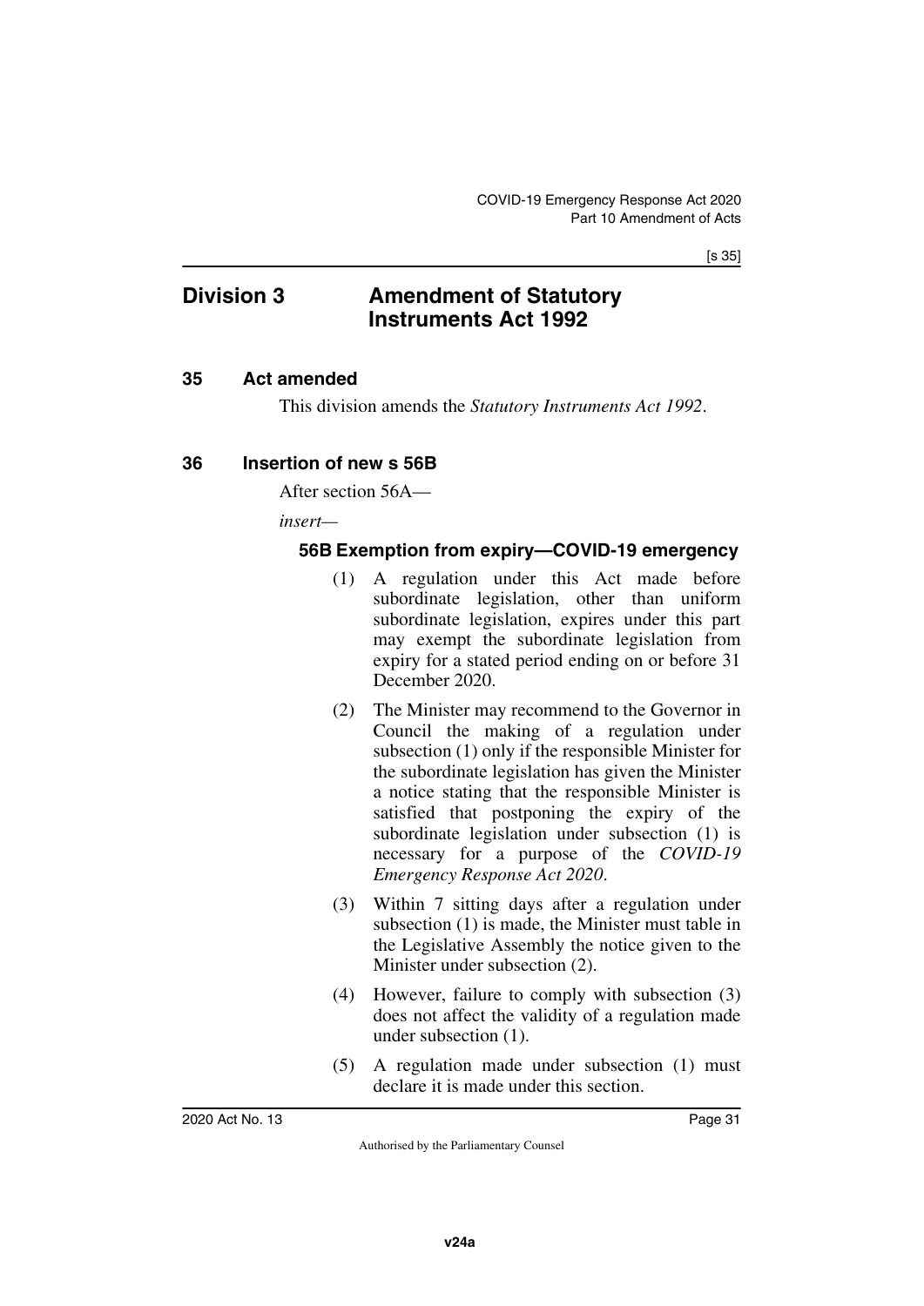## Division 3 Amendment of Statutory Instruments Act 1992

### 35 Act amended

This division amends the *Statutory Instruments Act 1992*.

### 36 Insertion of new s 56B

After section 56A—

*insert*—

#### 56B Exemption from expiry—COVID-19 emergency

(1) A regulation under this Act made before subordinate legislation, other than uniform subordinate legislation, expires under this part may exempt the subordinate legislation from expiry for a stated period ending on or before 31 December 2020.

(2) The Minister may recommend to the Governor in Council the making of a regulation under subsection (1) only if the responsible Minister for the subordinate legislation has given the Minister a notice stating that the responsible Minister is satisfied that postponing the expiry of the subordinate legislation under subsection (1) is necessary for a purpose of the *COVID-19 Emergency Response Act 2020*.

(3) Within 7 sitting days after a regulation under subsection (1) is made, the Minister must table in the Legislative Assembly the notice given to the Minister under subsection (2).

(4) However, failure to comply with subsection (3) does not affect the validity of a regulation made under subsection (1).

(5) A regulation made under subsection (1) must declare it is made under this section.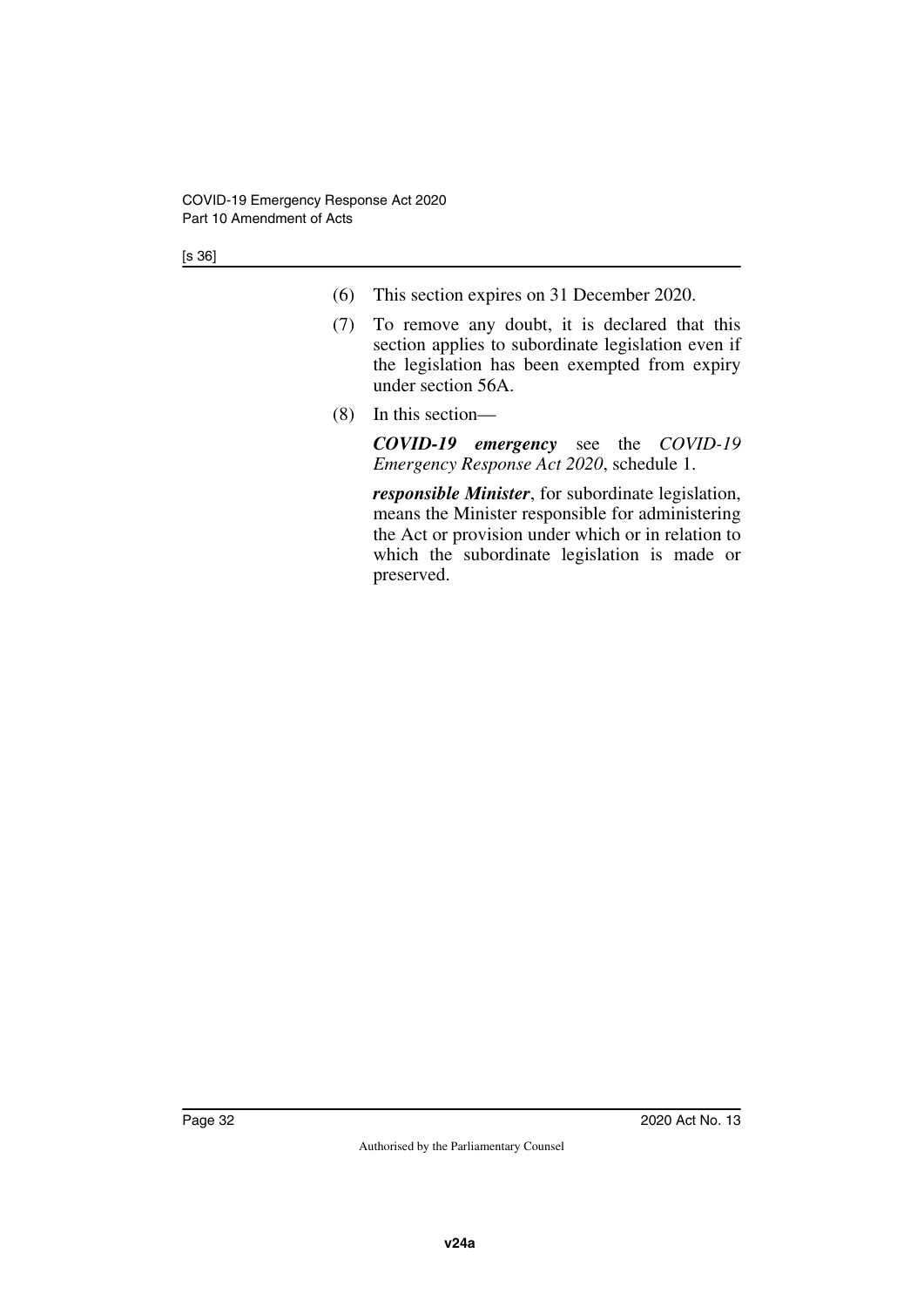(6) This section expires on 31 December 2020.

(7) To remove any doubt, it is declared that this section applies to subordinate legislation even if the legislation has been exempted from expiry under section 56A.

(8) In this section—

***COVID-19 emergency*** see the *COVID-19 Emergency Response Act 2020*, schedule 1.

***responsible Minister***, for subordinate legislation, means the Minister responsible for administering the Act or provision under which or in relation to which the subordinate legislation is made or preserved.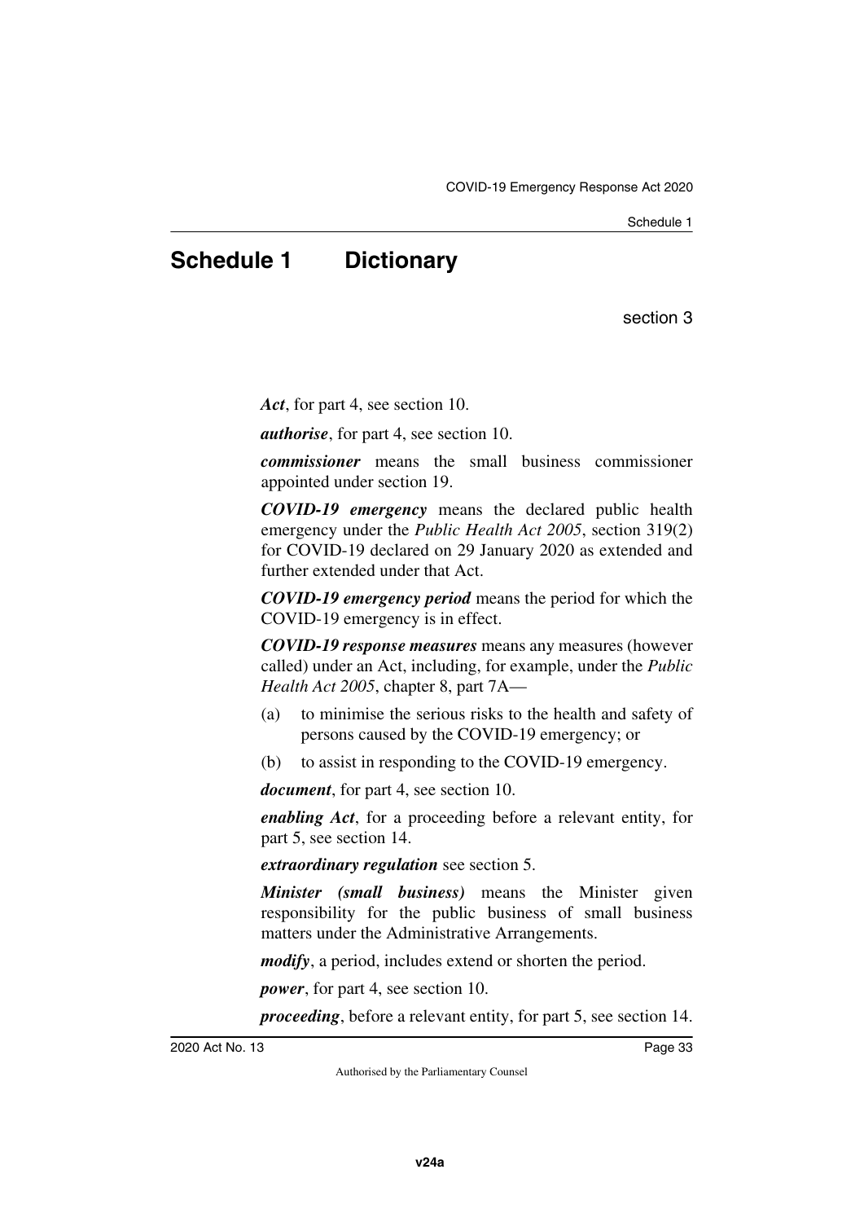# Schedule 1 Dictionary

section 3

***Act***, for part 4, see section 10.

***authorise***, for part 4, see section 10.

***commissioner*** means the small business commissioner appointed under section 19.

***COVID-19 emergency*** means the declared public health emergency under the *Public Health Act 2005*, section 319(2) for COVID-19 declared on 29 January 2020 as extended and further extended under that Act.

***COVID-19 emergency period*** means the period for which the COVID-19 emergency is in effect.

***COVID-19 response measures*** means any measures (however called) under an Act, including, for example, under the *Public Health Act 2005*, chapter 8, part 7A—

(a) to minimise the serious risks to the health and safety of persons caused by the COVID-19 emergency; or

(b) to assist in responding to the COVID-19 emergency.

***document***, for part 4, see section 10.

***enabling Act***, for a proceeding before a relevant entity, for part 5, see section 14.

***extraordinary regulation*** see section 5.

***Minister (small business)*** means the Minister given responsibility for the public business of small business matters under the Administrative Arrangements.

***modify***, a period, includes extend or shorten the period.

***power***, for part 4, see section 10.

***proceeding***, before a relevant entity, for part 5, see section 14.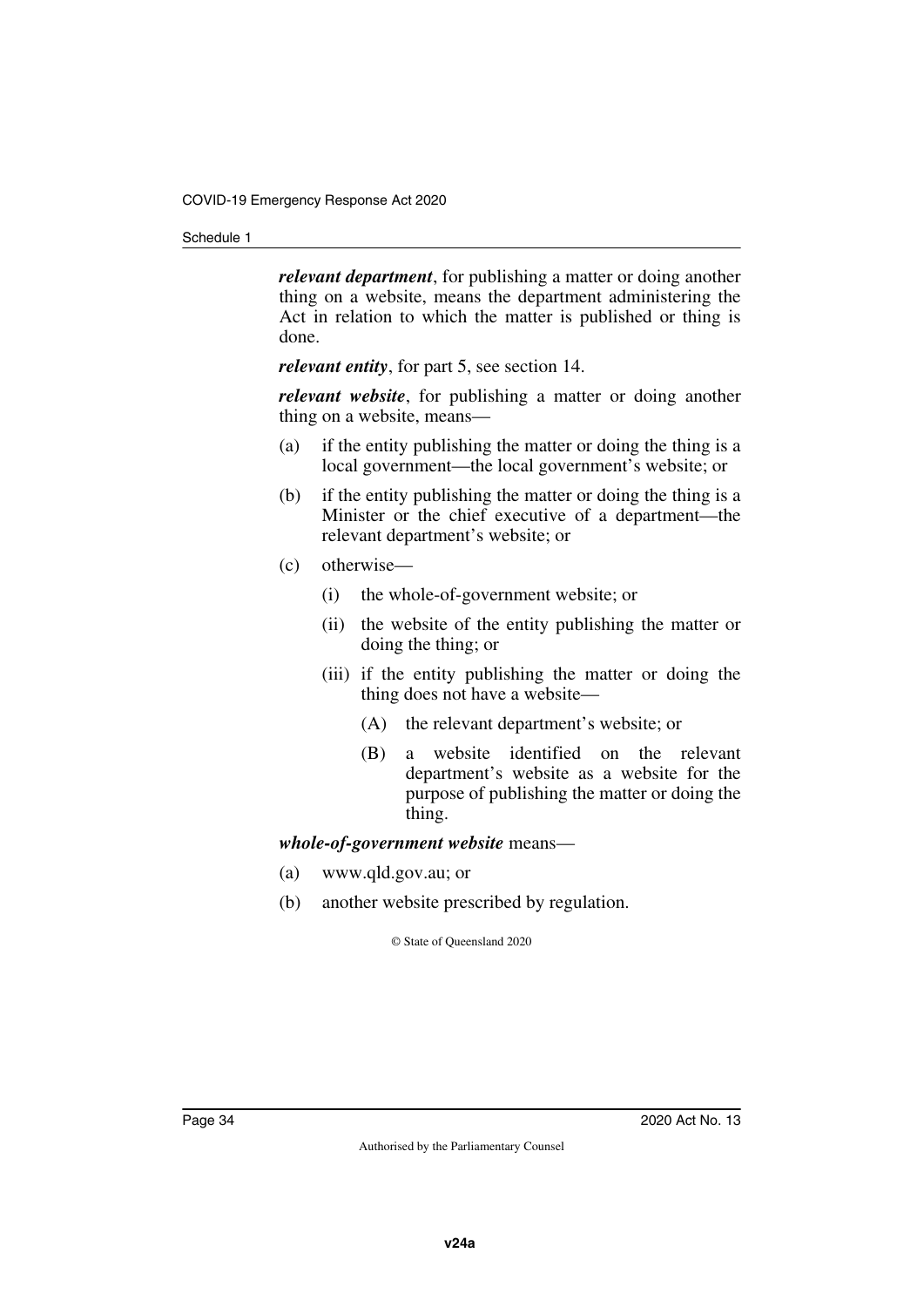***relevant department***, for publishing a matter or doing another thing on a website, means the department administering the Act in relation to which the matter is published or thing is done.

***relevant entity***, for part 5, see section 14.

***relevant website***, for publishing a matter or doing another thing on a website, means—

(a) if the entity publishing the matter or doing the thing is a local government—the local government's website; or

(b) if the entity publishing the matter or doing the thing is a Minister or the chief executive of a department—the relevant department's website; or

(c) otherwise—

  (i) the whole-of-government website; or

  (ii) the website of the entity publishing the matter or doing the thing; or

  (iii) if the entity publishing the matter or doing the thing does not have a website—

    (A) the relevant department's website; or

    (B) a website identified on the relevant department's website as a website for the purpose of publishing the matter or doing the thing.

***whole-of-government website*** means—

(a) www.qld.gov.au; or

(b) another website prescribed by regulation.

© State of Queensland 2020